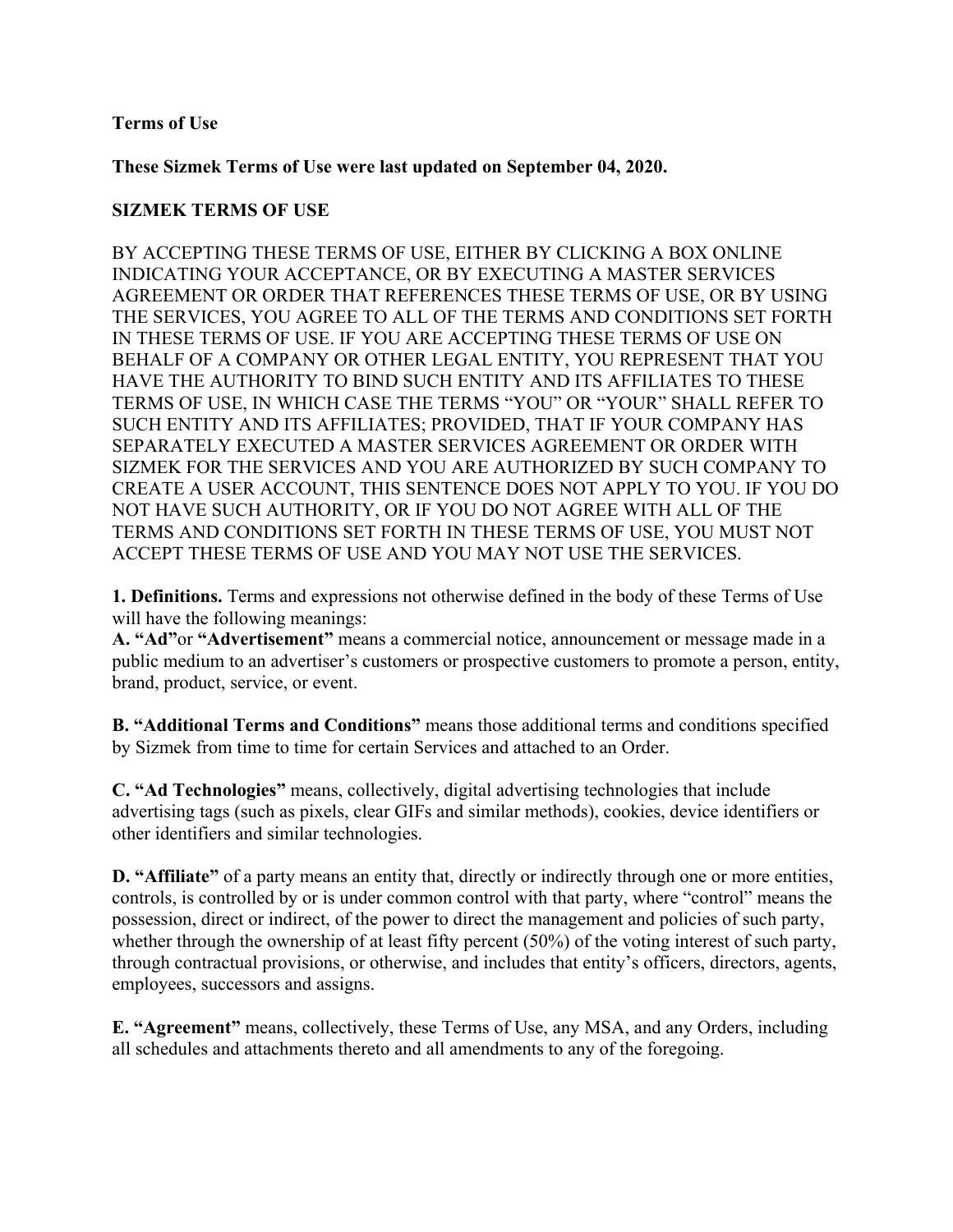**Terms of Use**

**These Sizmek Terms of Use were last updated on September 04, 2020.**

**SIZMEK TERMS OF USE**

BY ACCEPTING THESE TERMS OF USE, EITHER BY CLICKING A BOX ONLINE INDICATING YOUR ACCEPTANCE, OR BY EXECUTING A MASTER SERVICES AGREEMENT OR ORDER THAT REFERENCES THESE TERMS OF USE, OR BY USING THE SERVICES, YOU AGREE TO ALL OF THE TERMS AND CONDITIONS SET FORTH IN THESE TERMS OF USE. IF YOU ARE ACCEPTING THESE TERMS OF USE ON BEHALF OF A COMPANY OR OTHER LEGAL ENTITY, YOU REPRESENT THAT YOU HAVE THE AUTHORITY TO BIND SUCH ENTITY AND ITS AFFILIATES TO THESE TERMS OF USE, IN WHICH CASE THE TERMS "YOU" OR "YOUR" SHALL REFER TO SUCH ENTITY AND ITS AFFILIATES; PROVIDED, THAT IF YOUR COMPANY HAS SEPARATELY EXECUTED A MASTER SERVICES AGREEMENT OR ORDER WITH SIZMEK FOR THE SERVICES AND YOU ARE AUTHORIZED BY SUCH COMPANY TO CREATE A USER ACCOUNT, THIS SENTENCE DOES NOT APPLY TO YOU. IF YOU DO NOT HAVE SUCH AUTHORITY, OR IF YOU DO NOT AGREE WITH ALL OF THE TERMS AND CONDITIONS SET FORTH IN THESE TERMS OF USE, YOU MUST NOT ACCEPT THESE TERMS OF USE AND YOU MAY NOT USE THE SERVICES.

**1. Definitions.** Terms and expressions not otherwise defined in the body of these Terms of Use will have the following meanings:

**A. "Ad"** or **"Advertisement"** means a commercial notice, announcement or message made in a public medium to an advertiser's customers or prospective customers to promote a person, entity, brand, product, service, or event.

**B. "Additional Terms and Conditions"** means those additional terms and conditions specified by Sizmek from time to time for certain Services and attached to an Order.

**C. "Ad Technologies"** means, collectively, digital advertising technologies that include advertising tags (such as pixels, clear GIFs and similar methods), cookies, device identifiers or other identifiers and similar technologies.

**D. "Affiliate"** of a party means an entity that, directly or indirectly through one or more entities, controls, is controlled by or is under common control with that party, where "control" means the possession, direct or indirect, of the power to direct the management and policies of such party, whether through the ownership of at least fifty percent (50%) of the voting interest of such party, through contractual provisions, or otherwise, and includes that entity's officers, directors, agents, employees, successors and assigns.

**E. "Agreement"** means, collectively, these Terms of Use, any MSA, and any Orders, including all schedules and attachments thereto and all amendments to any of the foregoing.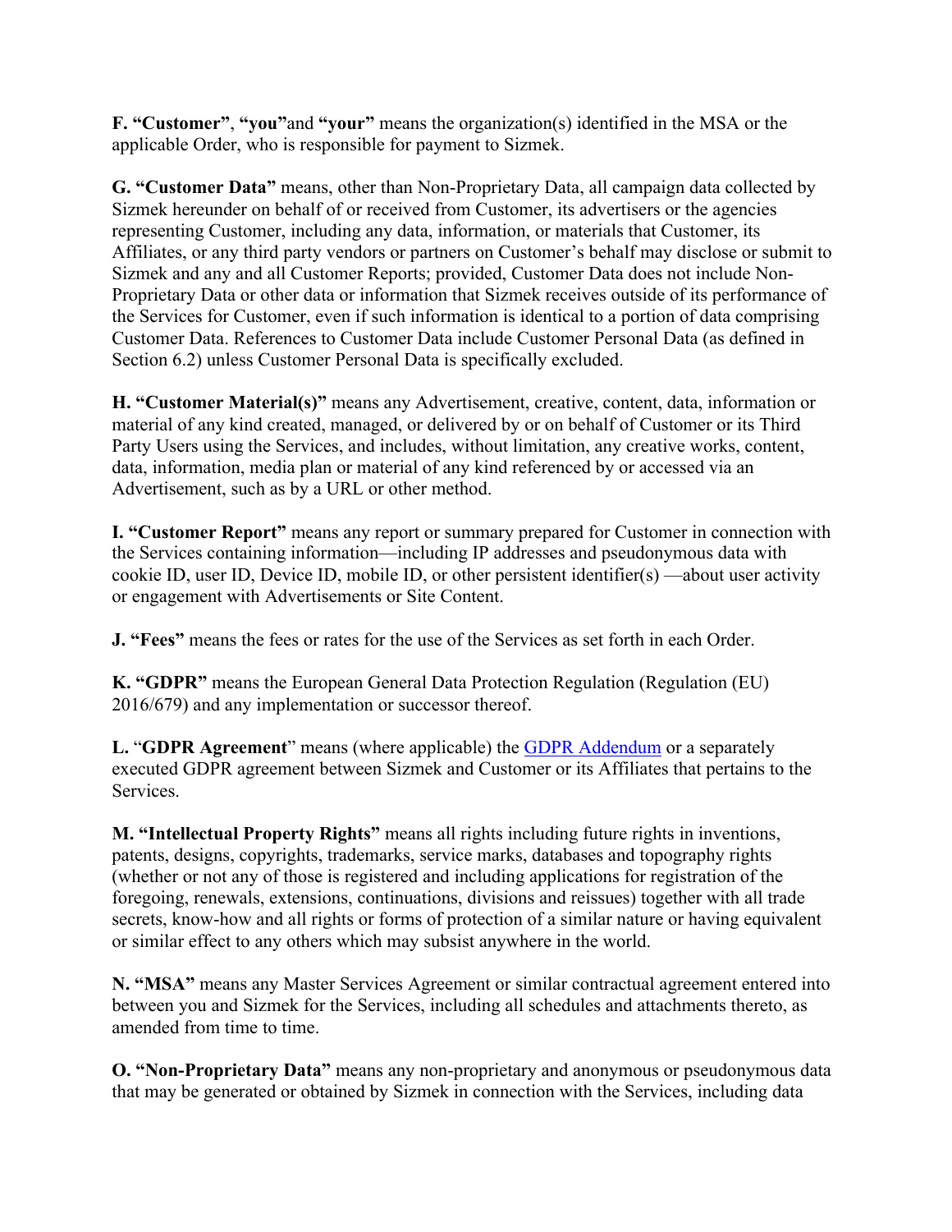**F. “Customer”**, **“you”**and **“your”** means the organization(s) identified in the MSA or the applicable Order, who is responsible for payment to Sizmek.

**G. “Customer Data”** means, other than Non-Proprietary Data, all campaign data collected by Sizmek hereunder on behalf of or received from Customer, its advertisers or the agencies representing Customer, including any data, information, or materials that Customer, its Affiliates, or any third party vendors or partners on Customer’s behalf may disclose or submit to Sizmek and any and all Customer Reports; provided, Customer Data does not include Non-Proprietary Data or other data or information that Sizmek receives outside of its performance of the Services for Customer, even if such information is identical to a portion of data comprising Customer Data. References to Customer Data include Customer Personal Data (as defined in Section 6.2) unless Customer Personal Data is specifically excluded.

**H. “Customer Material(s)”** means any Advertisement, creative, content, data, information or material of any kind created, managed, or delivered by or on behalf of Customer or its Third Party Users using the Services, and includes, without limitation, any creative works, content, data, information, media plan or material of any kind referenced by or accessed via an Advertisement, such as by a URL or other method.

**I. “Customer Report”** means any report or summary prepared for Customer in connection with the Services containing information—including IP addresses and pseudonymous data with cookie ID, user ID, Device ID, mobile ID, or other persistent identifier(s) —about user activity or engagement with Advertisements or Site Content.

**J. “Fees”** means the fees or rates for the use of the Services as set forth in each Order.

**K. “GDPR”** means the European General Data Protection Regulation (Regulation (EU) 2016/679) and any implementation or successor thereof.

**L.** “**GDPR Agreement**” means (where applicable) the [GDPR Addendum] or a separately executed GDPR agreement between Sizmek and Customer or its Affiliates that pertains to the Services.

**M. “Intellectual Property Rights”** means all rights including future rights in inventions, patents, designs, copyrights, trademarks, service marks, databases and topography rights (whether or not any of those is registered and including applications for registration of the foregoing, renewals, extensions, continuations, divisions and reissues) together with all trade secrets, know-how and all rights or forms of protection of a similar nature or having equivalent or similar effect to any others which may subsist anywhere in the world.

**N. “MSA”** means any Master Services Agreement or similar contractual agreement entered into between you and Sizmek for the Services, including all schedules and attachments thereto, as amended from time to time.

**O. “Non-Proprietary Data”** means any non-proprietary and anonymous or pseudonymous data that may be generated or obtained by Sizmek in connection with the Services, including data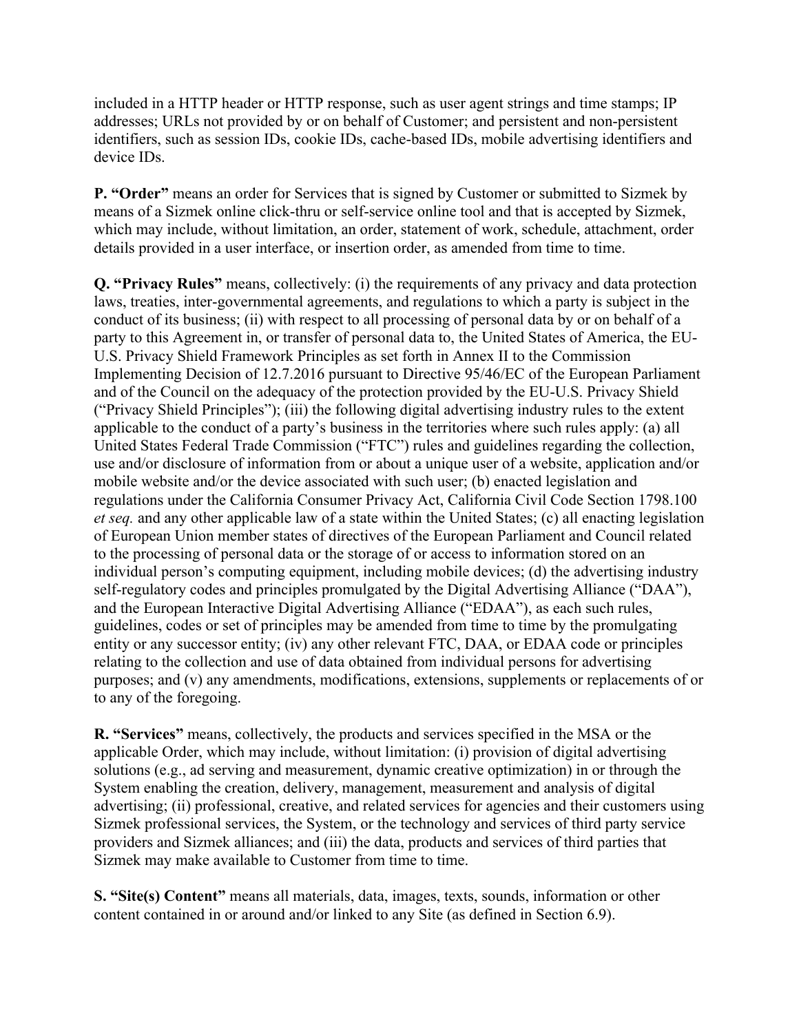included in a HTTP header or HTTP response, such as user agent strings and time stamps; IP addresses; URLs not provided by or on behalf of Customer; and persistent and non-persistent identifiers, such as session IDs, cookie IDs, cache-based IDs, mobile advertising identifiers and device IDs.

**P. "Order"** means an order for Services that is signed by Customer or submitted to Sizmek by means of a Sizmek online click-thru or self-service online tool and that is accepted by Sizmek, which may include, without limitation, an order, statement of work, schedule, attachment, order details provided in a user interface, or insertion order, as amended from time to time.

**Q. "Privacy Rules"** means, collectively: (i) the requirements of any privacy and data protection laws, treaties, inter-governmental agreements, and regulations to which a party is subject in the conduct of its business; (ii) with respect to all processing of personal data by or on behalf of a party to this Agreement in, or transfer of personal data to, the United States of America, the EU-U.S. Privacy Shield Framework Principles as set forth in Annex II to the Commission Implementing Decision of 12.7.2016 pursuant to Directive 95/46/EC of the European Parliament and of the Council on the adequacy of the protection provided by the EU-U.S. Privacy Shield ("Privacy Shield Principles"); (iii) the following digital advertising industry rules to the extent applicable to the conduct of a party's business in the territories where such rules apply: (a) all United States Federal Trade Commission ("FTC") rules and guidelines regarding the collection, use and/or disclosure of information from or about a unique user of a website, application and/or mobile website and/or the device associated with such user; (b) enacted legislation and regulations under the California Consumer Privacy Act, California Civil Code Section 1798.100 *et seq.* and any other applicable law of a state within the United States; (c) all enacting legislation of European Union member states of directives of the European Parliament and Council related to the processing of personal data or the storage of or access to information stored on an individual person's computing equipment, including mobile devices; (d) the advertising industry self-regulatory codes and principles promulgated by the Digital Advertising Alliance ("DAA"), and the European Interactive Digital Advertising Alliance ("EDAA"), as each such rules, guidelines, codes or set of principles may be amended from time to time by the promulgating entity or any successor entity; (iv) any other relevant FTC, DAA, or EDAA code or principles relating to the collection and use of data obtained from individual persons for advertising purposes; and (v) any amendments, modifications, extensions, supplements or replacements of or to any of the foregoing.

**R. "Services"** means, collectively, the products and services specified in the MSA or the applicable Order, which may include, without limitation: (i) provision of digital advertising solutions (e.g., ad serving and measurement, dynamic creative optimization) in or through the System enabling the creation, delivery, management, measurement and analysis of digital advertising; (ii) professional, creative, and related services for agencies and their customers using Sizmek professional services, the System, or the technology and services of third party service providers and Sizmek alliances; and (iii) the data, products and services of third parties that Sizmek may make available to Customer from time to time.

**S. "Site(s) Content"** means all materials, data, images, texts, sounds, information or other content contained in or around and/or linked to any Site (as defined in Section 6.9).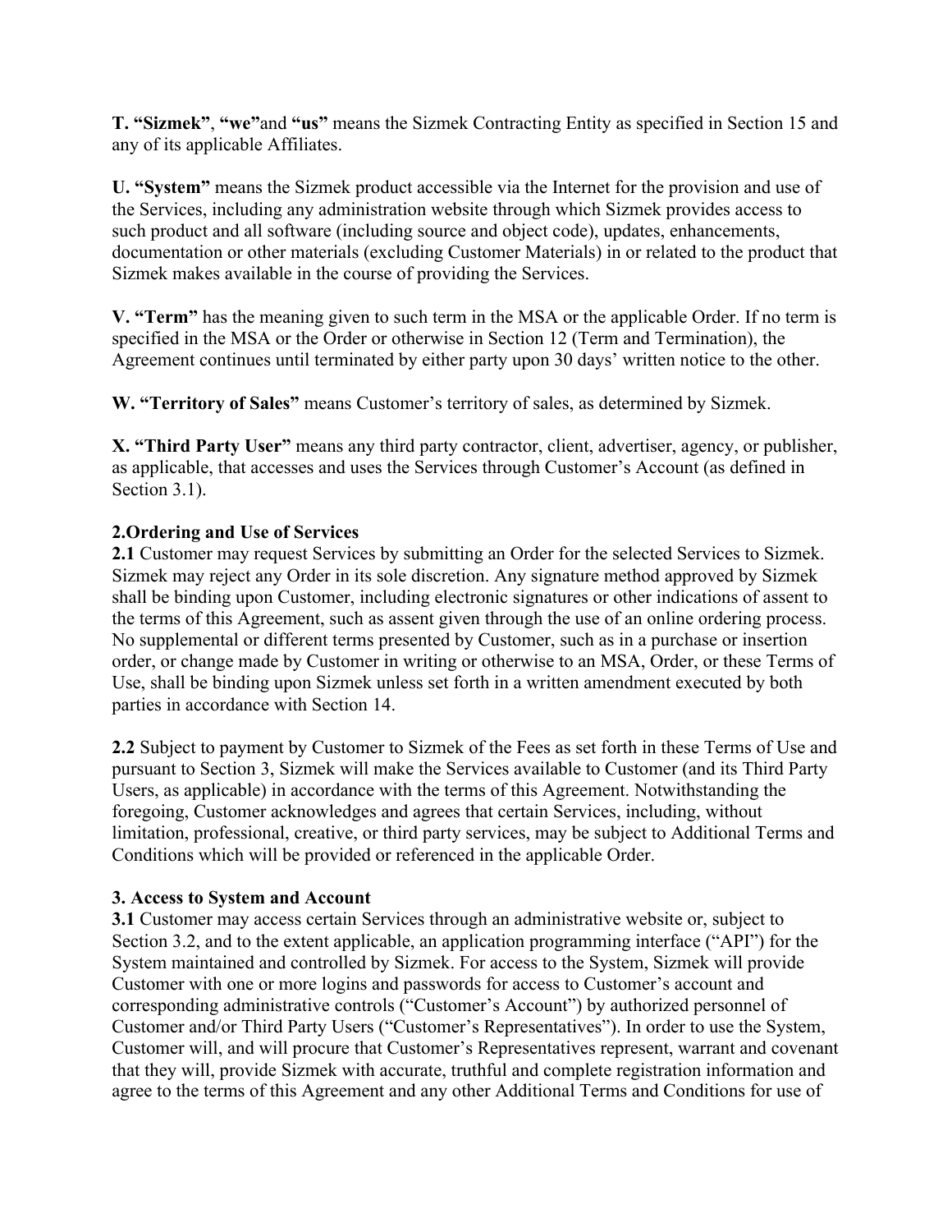**T. “Sizmek”**, **“we”**and **“us”** means the Sizmek Contracting Entity as specified in Section 15 and any of its applicable Affiliates.

**U. “System”** means the Sizmek product accessible via the Internet for the provision and use of the Services, including any administration website through which Sizmek provides access to such product and all software (including source and object code), updates, enhancements, documentation or other materials (excluding Customer Materials) in or related to the product that Sizmek makes available in the course of providing the Services.

**V. “Term”** has the meaning given to such term in the MSA or the applicable Order. If no term is specified in the MSA or the Order or otherwise in Section 12 (Term and Termination), the Agreement continues until terminated by either party upon 30 days’ written notice to the other.

**W. “Territory of Sales”** means Customer’s territory of sales, as determined by Sizmek.

**X. “Third Party User”** means any third party contractor, client, advertiser, agency, or publisher, as applicable, that accesses and uses the Services through Customer’s Account (as defined in Section 3.1).

**2.Ordering and Use of Services**

**2.1** Customer may request Services by submitting an Order for the selected Services to Sizmek. Sizmek may reject any Order in its sole discretion. Any signature method approved by Sizmek shall be binding upon Customer, including electronic signatures or other indications of assent to the terms of this Agreement, such as assent given through the use of an online ordering process. No supplemental or different terms presented by Customer, such as in a purchase or insertion order, or change made by Customer in writing or otherwise to an MSA, Order, or these Terms of Use, shall be binding upon Sizmek unless set forth in a written amendment executed by both parties in accordance with Section 14.

**2.2** Subject to payment by Customer to Sizmek of the Fees as set forth in these Terms of Use and pursuant to Section 3, Sizmek will make the Services available to Customer (and its Third Party Users, as applicable) in accordance with the terms of this Agreement. Notwithstanding the foregoing, Customer acknowledges and agrees that certain Services, including, without limitation, professional, creative, or third party services, may be subject to Additional Terms and Conditions which will be provided or referenced in the applicable Order.

**3. Access to System and Account**

**3.1** Customer may access certain Services through an administrative website or, subject to Section 3.2, and to the extent applicable, an application programming interface (“API”) for the System maintained and controlled by Sizmek. For access to the System, Sizmek will provide Customer with one or more logins and passwords for access to Customer’s account and corresponding administrative controls (“Customer’s Account”) by authorized personnel of Customer and/or Third Party Users (“Customer’s Representatives”). In order to use the System, Customer will, and will procure that Customer’s Representatives represent, warrant and covenant that they will, provide Sizmek with accurate, truthful and complete registration information and agree to the terms of this Agreement and any other Additional Terms and Conditions for use of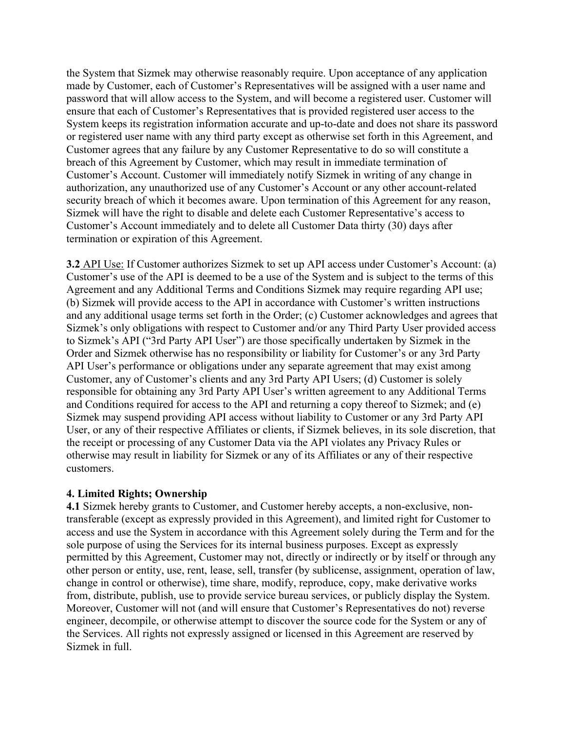the System that Sizmek may otherwise reasonably require. Upon acceptance of any application made by Customer, each of Customer's Representatives will be assigned with a user name and password that will allow access to the System, and will become a registered user. Customer will ensure that each of Customer's Representatives that is provided registered user access to the System keeps its registration information accurate and up-to-date and does not share its password or registered user name with any third party except as otherwise set forth in this Agreement, and Customer agrees that any failure by any Customer Representative to do so will constitute a breach of this Agreement by Customer, which may result in immediate termination of Customer's Account. Customer will immediately notify Sizmek in writing of any change in authorization, any unauthorized use of any Customer's Account or any other account-related security breach of which it becomes aware. Upon termination of this Agreement for any reason, Sizmek will have the right to disable and delete each Customer Representative's access to Customer's Account immediately and to delete all Customer Data thirty (30) days after termination or expiration of this Agreement.

**3.2** API Use: If Customer authorizes Sizmek to set up API access under Customer's Account: (a) Customer's use of the API is deemed to be a use of the System and is subject to the terms of this Agreement and any Additional Terms and Conditions Sizmek may require regarding API use; (b) Sizmek will provide access to the API in accordance with Customer's written instructions and any additional usage terms set forth in the Order; (c) Customer acknowledges and agrees that Sizmek's only obligations with respect to Customer and/or any Third Party User provided access to Sizmek's API ("3rd Party API User") are those specifically undertaken by Sizmek in the Order and Sizmek otherwise has no responsibility or liability for Customer's or any 3rd Party API User's performance or obligations under any separate agreement that may exist among Customer, any of Customer's clients and any 3rd Party API Users; (d) Customer is solely responsible for obtaining any 3rd Party API User's written agreement to any Additional Terms and Conditions required for access to the API and returning a copy thereof to Sizmek; and (e) Sizmek may suspend providing API access without liability to Customer or any 3rd Party API User, or any of their respective Affiliates or clients, if Sizmek believes, in its sole discretion, that the receipt or processing of any Customer Data via the API violates any Privacy Rules or otherwise may result in liability for Sizmek or any of its Affiliates or any of their respective customers.

**4. Limited Rights; Ownership**

**4.1** Sizmek hereby grants to Customer, and Customer hereby accepts, a non-exclusive, non-transferable (except as expressly provided in this Agreement), and limited right for Customer to access and use the System in accordance with this Agreement solely during the Term and for the sole purpose of using the Services for its internal business purposes. Except as expressly permitted by this Agreement, Customer may not, directly or indirectly or by itself or through any other person or entity, use, rent, lease, sell, transfer (by sublicense, assignment, operation of law, change in control or otherwise), time share, modify, reproduce, copy, make derivative works from, distribute, publish, use to provide service bureau services, or publicly display the System. Moreover, Customer will not (and will ensure that Customer's Representatives do not) reverse engineer, decompile, or otherwise attempt to discover the source code for the System or any of the Services. All rights not expressly assigned or licensed in this Agreement are reserved by Sizmek in full.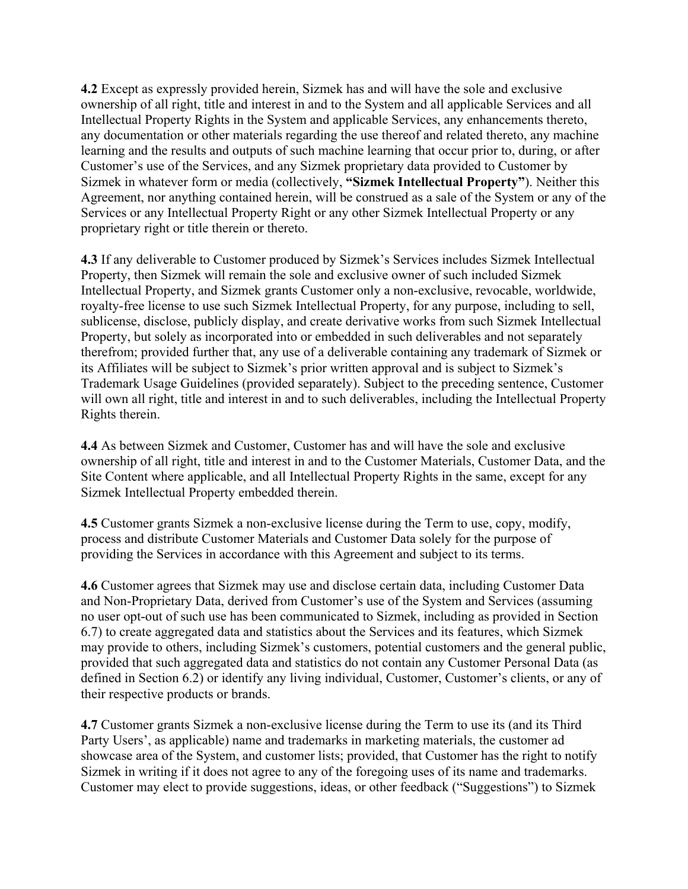**4.2** Except as expressly provided herein, Sizmek has and will have the sole and exclusive ownership of all right, title and interest in and to the System and all applicable Services and all Intellectual Property Rights in the System and applicable Services, any enhancements thereto, any documentation or other materials regarding the use thereof and related thereto, any machine learning and the results and outputs of such machine learning that occur prior to, during, or after Customer's use of the Services, and any Sizmek proprietary data provided to Customer by Sizmek in whatever form or media (collectively, **"Sizmek Intellectual Property"**). Neither this Agreement, nor anything contained herein, will be construed as a sale of the System or any of the Services or any Intellectual Property Right or any other Sizmek Intellectual Property or any proprietary right or title therein or thereto.

**4.3** If any deliverable to Customer produced by Sizmek's Services includes Sizmek Intellectual Property, then Sizmek will remain the sole and exclusive owner of such included Sizmek Intellectual Property, and Sizmek grants Customer only a non-exclusive, revocable, worldwide, royalty-free license to use such Sizmek Intellectual Property, for any purpose, including to sell, sublicense, disclose, publicly display, and create derivative works from such Sizmek Intellectual Property, but solely as incorporated into or embedded in such deliverables and not separately therefrom; provided further that, any use of a deliverable containing any trademark of Sizmek or its Affiliates will be subject to Sizmek's prior written approval and is subject to Sizmek's Trademark Usage Guidelines (provided separately). Subject to the preceding sentence, Customer will own all right, title and interest in and to such deliverables, including the Intellectual Property Rights therein.

**4.4** As between Sizmek and Customer, Customer has and will have the sole and exclusive ownership of all right, title and interest in and to the Customer Materials, Customer Data, and the Site Content where applicable, and all Intellectual Property Rights in the same, except for any Sizmek Intellectual Property embedded therein.

**4.5** Customer grants Sizmek a non-exclusive license during the Term to use, copy, modify, process and distribute Customer Materials and Customer Data solely for the purpose of providing the Services in accordance with this Agreement and subject to its terms.

**4.6** Customer agrees that Sizmek may use and disclose certain data, including Customer Data and Non-Proprietary Data, derived from Customer's use of the System and Services (assuming no user opt-out of such use has been communicated to Sizmek, including as provided in Section 6.7) to create aggregated data and statistics about the Services and its features, which Sizmek may provide to others, including Sizmek's customers, potential customers and the general public, provided that such aggregated data and statistics do not contain any Customer Personal Data (as defined in Section 6.2) or identify any living individual, Customer, Customer's clients, or any of their respective products or brands.

**4.7** Customer grants Sizmek a non-exclusive license during the Term to use its (and its Third Party Users', as applicable) name and trademarks in marketing materials, the customer ad showcase area of the System, and customer lists; provided, that Customer has the right to notify Sizmek in writing if it does not agree to any of the foregoing uses of its name and trademarks. Customer may elect to provide suggestions, ideas, or other feedback ("Suggestions") to Sizmek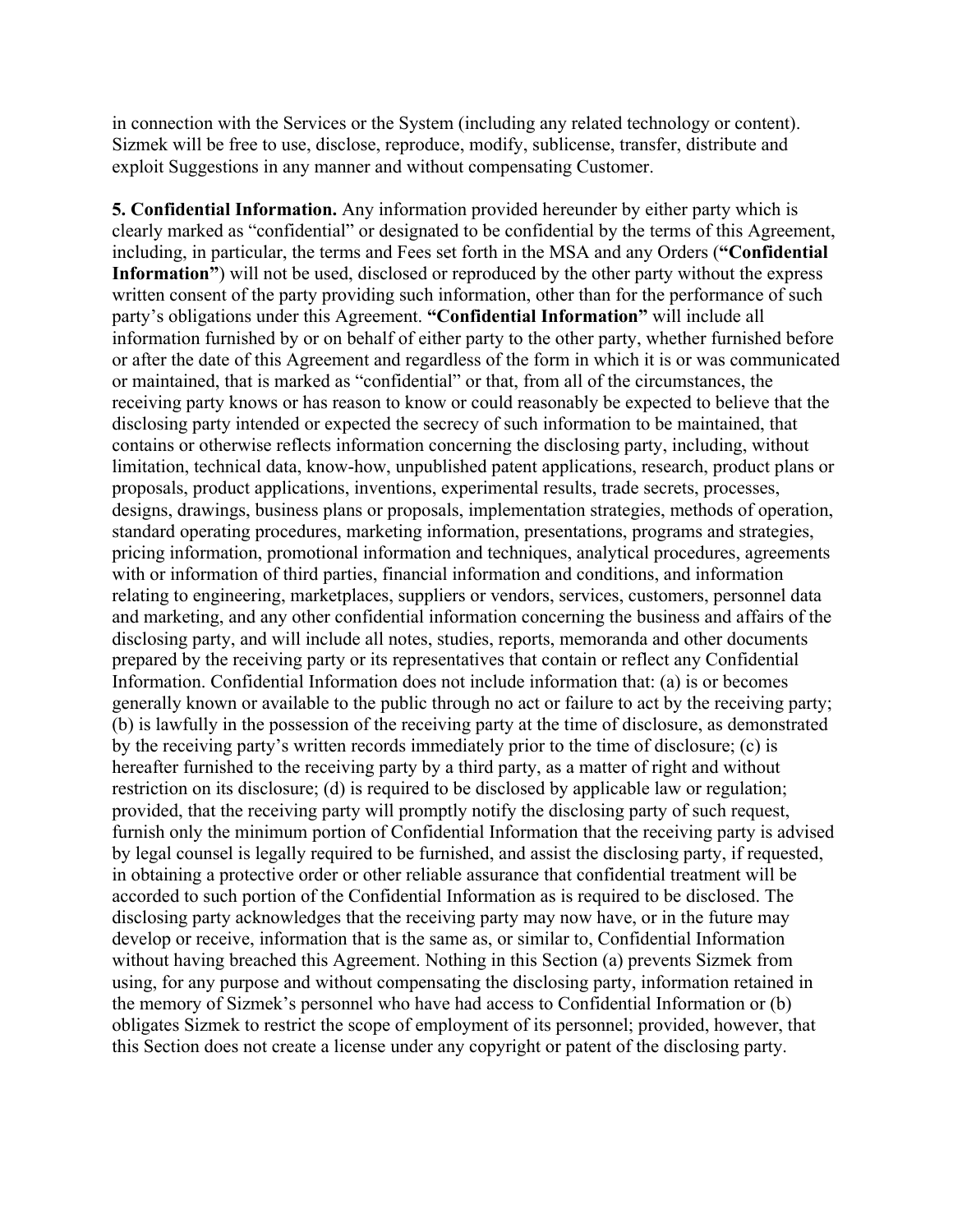in connection with the Services or the System (including any related technology or content). Sizmek will be free to use, disclose, reproduce, modify, sublicense, transfer, distribute and exploit Suggestions in any manner and without compensating Customer.

**5. Confidential Information.** Any information provided hereunder by either party which is clearly marked as "confidential" or designated to be confidential by the terms of this Agreement, including, in particular, the terms and Fees set forth in the MSA and any Orders (**"Confidential Information"**) will not be used, disclosed or reproduced by the other party without the express written consent of the party providing such information, other than for the performance of such party's obligations under this Agreement. **"Confidential Information"** will include all information furnished by or on behalf of either party to the other party, whether furnished before or after the date of this Agreement and regardless of the form in which it is or was communicated or maintained, that is marked as "confidential" or that, from all of the circumstances, the receiving party knows or has reason to know or could reasonably be expected to believe that the disclosing party intended or expected the secrecy of such information to be maintained, that contains or otherwise reflects information concerning the disclosing party, including, without limitation, technical data, know-how, unpublished patent applications, research, product plans or proposals, product applications, inventions, experimental results, trade secrets, processes, designs, drawings, business plans or proposals, implementation strategies, methods of operation, standard operating procedures, marketing information, presentations, programs and strategies, pricing information, promotional information and techniques, analytical procedures, agreements with or information of third parties, financial information and conditions, and information relating to engineering, marketplaces, suppliers or vendors, services, customers, personnel data and marketing, and any other confidential information concerning the business and affairs of the disclosing party, and will include all notes, studies, reports, memoranda and other documents prepared by the receiving party or its representatives that contain or reflect any Confidential Information. Confidential Information does not include information that: (a) is or becomes generally known or available to the public through no act or failure to act by the receiving party; (b) is lawfully in the possession of the receiving party at the time of disclosure, as demonstrated by the receiving party's written records immediately prior to the time of disclosure; (c) is hereafter furnished to the receiving party by a third party, as a matter of right and without restriction on its disclosure; (d) is required to be disclosed by applicable law or regulation; provided, that the receiving party will promptly notify the disclosing party of such request, furnish only the minimum portion of Confidential Information that the receiving party is advised by legal counsel is legally required to be furnished, and assist the disclosing party, if requested, in obtaining a protective order or other reliable assurance that confidential treatment will be accorded to such portion of the Confidential Information as is required to be disclosed. The disclosing party acknowledges that the receiving party may now have, or in the future may develop or receive, information that is the same as, or similar to, Confidential Information without having breached this Agreement. Nothing in this Section (a) prevents Sizmek from using, for any purpose and without compensating the disclosing party, information retained in the memory of Sizmek's personnel who have had access to Confidential Information or (b) obligates Sizmek to restrict the scope of employment of its personnel; provided, however, that this Section does not create a license under any copyright or patent of the disclosing party.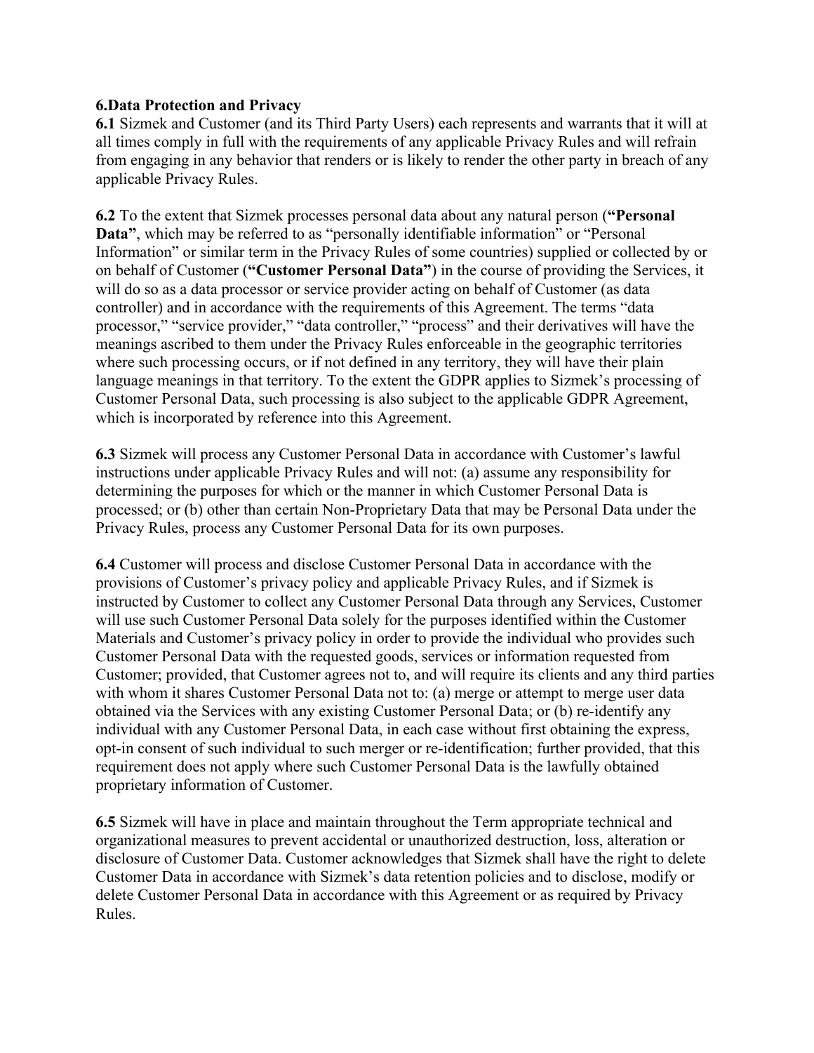**6.Data Protection and Privacy**

**6.1** Sizmek and Customer (and its Third Party Users) each represents and warrants that it will at all times comply in full with the requirements of any applicable Privacy Rules and will refrain from engaging in any behavior that renders or is likely to render the other party in breach of any applicable Privacy Rules.

**6.2** To the extent that Sizmek processes personal data about any natural person (**"Personal Data"**, which may be referred to as "personally identifiable information" or "Personal Information" or similar term in the Privacy Rules of some countries) supplied or collected by or on behalf of Customer (**"Customer Personal Data"**) in the course of providing the Services, it will do so as a data processor or service provider acting on behalf of Customer (as data controller) and in accordance with the requirements of this Agreement. The terms "data processor," "service provider," "data controller," "process" and their derivatives will have the meanings ascribed to them under the Privacy Rules enforceable in the geographic territories where such processing occurs, or if not defined in any territory, they will have their plain language meanings in that territory. To the extent the GDPR applies to Sizmek's processing of Customer Personal Data, such processing is also subject to the applicable GDPR Agreement, which is incorporated by reference into this Agreement.

**6.3** Sizmek will process any Customer Personal Data in accordance with Customer's lawful instructions under applicable Privacy Rules and will not: (a) assume any responsibility for determining the purposes for which or the manner in which Customer Personal Data is processed; or (b) other than certain Non-Proprietary Data that may be Personal Data under the Privacy Rules, process any Customer Personal Data for its own purposes.

**6.4** Customer will process and disclose Customer Personal Data in accordance with the provisions of Customer's privacy policy and applicable Privacy Rules, and if Sizmek is instructed by Customer to collect any Customer Personal Data through any Services, Customer will use such Customer Personal Data solely for the purposes identified within the Customer Materials and Customer's privacy policy in order to provide the individual who provides such Customer Personal Data with the requested goods, services or information requested from Customer; provided, that Customer agrees not to, and will require its clients and any third parties with whom it shares Customer Personal Data not to: (a) merge or attempt to merge user data obtained via the Services with any existing Customer Personal Data; or (b) re-identify any individual with any Customer Personal Data, in each case without first obtaining the express, opt-in consent of such individual to such merger or re-identification; further provided, that this requirement does not apply where such Customer Personal Data is the lawfully obtained proprietary information of Customer.

**6.5** Sizmek will have in place and maintain throughout the Term appropriate technical and organizational measures to prevent accidental or unauthorized destruction, loss, alteration or disclosure of Customer Data. Customer acknowledges that Sizmek shall have the right to delete Customer Data in accordance with Sizmek's data retention policies and to disclose, modify or delete Customer Personal Data in accordance with this Agreement or as required by Privacy Rules.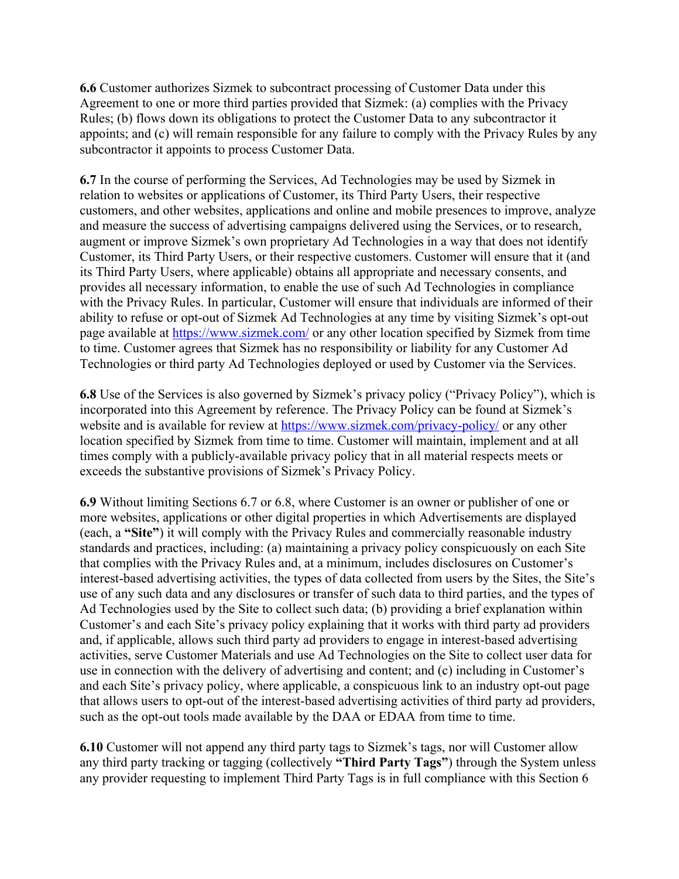**6.6** Customer authorizes Sizmek to subcontract processing of Customer Data under this Agreement to one or more third parties provided that Sizmek: (a) complies with the Privacy Rules; (b) flows down its obligations to protect the Customer Data to any subcontractor it appoints; and (c) will remain responsible for any failure to comply with the Privacy Rules by any subcontractor it appoints to process Customer Data.

**6.7** In the course of performing the Services, Ad Technologies may be used by Sizmek in relation to websites or applications of Customer, its Third Party Users, their respective customers, and other websites, applications and online and mobile presences to improve, analyze and measure the success of advertising campaigns delivered using the Services, or to research, augment or improve Sizmek's own proprietary Ad Technologies in a way that does not identify Customer, its Third Party Users, or their respective customers. Customer will ensure that it (and its Third Party Users, where applicable) obtains all appropriate and necessary consents, and provides all necessary information, to enable the use of such Ad Technologies in compliance with the Privacy Rules. In particular, Customer will ensure that individuals are informed of their ability to refuse or opt-out of Sizmek Ad Technologies at any time by visiting Sizmek's opt-out page available at [https://www.sizmek.com/](https://www.sizmek.com/) or any other location specified by Sizmek from time to time. Customer agrees that Sizmek has no responsibility or liability for any Customer Ad Technologies or third party Ad Technologies deployed or used by Customer via the Services.

**6.8** Use of the Services is also governed by Sizmek's privacy policy ("Privacy Policy"), which is incorporated into this Agreement by reference. The Privacy Policy can be found at Sizmek's website and is available for review at [https://www.sizmek.com/privacy-policy/](https://www.sizmek.com/privacy-policy/) or any other location specified by Sizmek from time to time. Customer will maintain, implement and at all times comply with a publicly-available privacy policy that in all material respects meets or exceeds the substantive provisions of Sizmek's Privacy Policy.

**6.9** Without limiting Sections 6.7 or 6.8, where Customer is an owner or publisher of one or more websites, applications or other digital properties in which Advertisements are displayed (each, a **"Site"**) it will comply with the Privacy Rules and commercially reasonable industry standards and practices, including: (a) maintaining a privacy policy conspicuously on each Site that complies with the Privacy Rules and, at a minimum, includes disclosures on Customer's interest-based advertising activities, the types of data collected from users by the Sites, the Site's use of any such data and any disclosures or transfer of such data to third parties, and the types of Ad Technologies used by the Site to collect such data; (b) providing a brief explanation within Customer's and each Site's privacy policy explaining that it works with third party ad providers and, if applicable, allows such third party ad providers to engage in interest-based advertising activities, serve Customer Materials and use Ad Technologies on the Site to collect user data for use in connection with the delivery of advertising and content; and (c) including in Customer's and each Site's privacy policy, where applicable, a conspicuous link to an industry opt-out page that allows users to opt-out of the interest-based advertising activities of third party ad providers, such as the opt-out tools made available by the DAA or EDAA from time to time.

**6.10** Customer will not append any third party tags to Sizmek's tags, nor will Customer allow any third party tracking or tagging (collectively **"Third Party Tags"**) through the System unless any provider requesting to implement Third Party Tags is in full compliance with this Section 6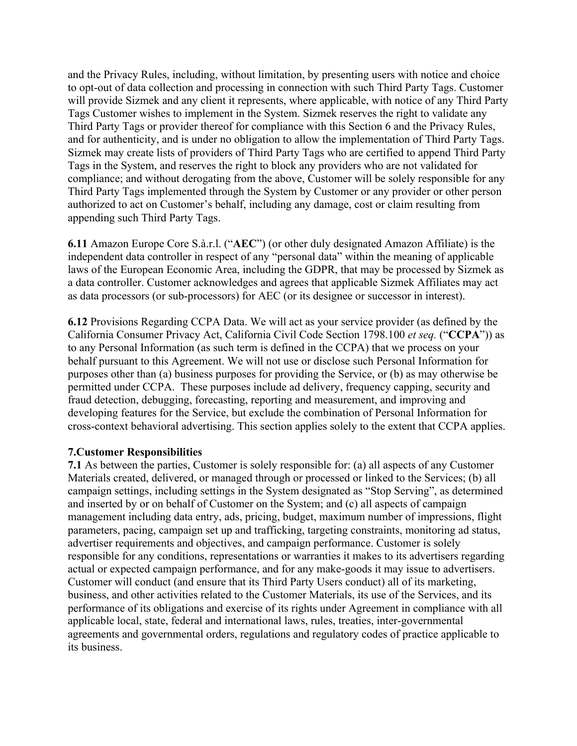and the Privacy Rules, including, without limitation, by presenting users with notice and choice to opt-out of data collection and processing in connection with such Third Party Tags. Customer will provide Sizmek and any client it represents, where applicable, with notice of any Third Party Tags Customer wishes to implement in the System. Sizmek reserves the right to validate any Third Party Tags or provider thereof for compliance with this Section 6 and the Privacy Rules, and for authenticity, and is under no obligation to allow the implementation of Third Party Tags. Sizmek may create lists of providers of Third Party Tags who are certified to append Third Party Tags in the System, and reserves the right to block any providers who are not validated for compliance; and without derogating from the above, Customer will be solely responsible for any Third Party Tags implemented through the System by Customer or any provider or other person authorized to act on Customer's behalf, including any damage, cost or claim resulting from appending such Third Party Tags.

**6.11** Amazon Europe Core S.à.r.l. ("**AEC**") (or other duly designated Amazon Affiliate) is the independent data controller in respect of any "personal data" within the meaning of applicable laws of the European Economic Area, including the GDPR, that may be processed by Sizmek as a data controller. Customer acknowledges and agrees that applicable Sizmek Affiliates may act as data processors (or sub-processors) for AEC (or its designee or successor in interest).

**6.12** Provisions Regarding CCPA Data. We will act as your service provider (as defined by the California Consumer Privacy Act, California Civil Code Section 1798.100 *et seq.* ("**CCPA**")) as to any Personal Information (as such term is defined in the CCPA) that we process on your behalf pursuant to this Agreement. We will not use or disclose such Personal Information for purposes other than (a) business purposes for providing the Service, or (b) as may otherwise be permitted under CCPA. These purposes include ad delivery, frequency capping, security and fraud detection, debugging, forecasting, reporting and measurement, and improving and developing features for the Service, but exclude the combination of Personal Information for cross-context behavioral advertising. This section applies solely to the extent that CCPA applies.

**7.Customer Responsibilities**

**7.1** As between the parties, Customer is solely responsible for: (a) all aspects of any Customer Materials created, delivered, or managed through or processed or linked to the Services; (b) all campaign settings, including settings in the System designated as "Stop Serving", as determined and inserted by or on behalf of Customer on the System; and (c) all aspects of campaign management including data entry, ads, pricing, budget, maximum number of impressions, flight parameters, pacing, campaign set up and trafficking, targeting constraints, monitoring ad status, advertiser requirements and objectives, and campaign performance. Customer is solely responsible for any conditions, representations or warranties it makes to its advertisers regarding actual or expected campaign performance, and for any make-goods it may issue to advertisers. Customer will conduct (and ensure that its Third Party Users conduct) all of its marketing, business, and other activities related to the Customer Materials, its use of the Services, and its performance of its obligations and exercise of its rights under Agreement in compliance with all applicable local, state, federal and international laws, rules, treaties, inter-governmental agreements and governmental orders, regulations and regulatory codes of practice applicable to its business.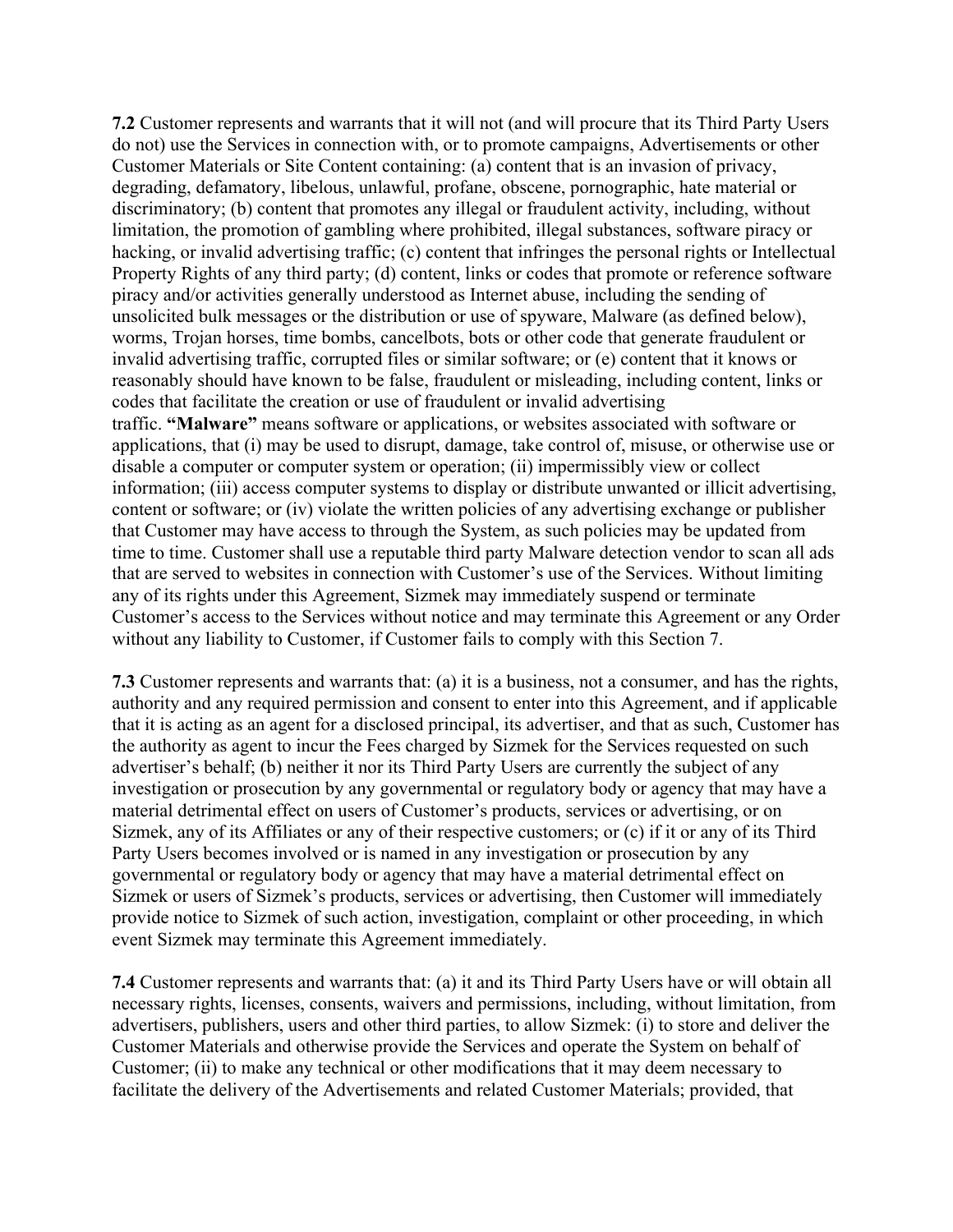**7.2** Customer represents and warrants that it will not (and will procure that its Third Party Users do not) use the Services in connection with, or to promote campaigns, Advertisements or other Customer Materials or Site Content containing: (a) content that is an invasion of privacy, degrading, defamatory, libelous, unlawful, profane, obscene, pornographic, hate material or discriminatory; (b) content that promotes any illegal or fraudulent activity, including, without limitation, the promotion of gambling where prohibited, illegal substances, software piracy or hacking, or invalid advertising traffic; (c) content that infringes the personal rights or Intellectual Property Rights of any third party; (d) content, links or codes that promote or reference software piracy and/or activities generally understood as Internet abuse, including the sending of unsolicited bulk messages or the distribution or use of spyware, Malware (as defined below), worms, Trojan horses, time bombs, cancelbots, bots or other code that generate fraudulent or invalid advertising traffic, corrupted files or similar software; or (e) content that it knows or reasonably should have known to be false, fraudulent or misleading, including content, links or codes that facilitate the creation or use of fraudulent or invalid advertising traffic. **"Malware"** means software or applications, or websites associated with software or applications, that (i) may be used to disrupt, damage, take control of, misuse, or otherwise use or disable a computer or computer system or operation; (ii) impermissibly view or collect information; (iii) access computer systems to display or distribute unwanted or illicit advertising, content or software; or (iv) violate the written policies of any advertising exchange or publisher that Customer may have access to through the System, as such policies may be updated from time to time. Customer shall use a reputable third party Malware detection vendor to scan all ads that are served to websites in connection with Customer's use of the Services. Without limiting any of its rights under this Agreement, Sizmek may immediately suspend or terminate Customer's access to the Services without notice and may terminate this Agreement or any Order without any liability to Customer, if Customer fails to comply with this Section 7.

**7.3** Customer represents and warrants that: (a) it is a business, not a consumer, and has the rights, authority and any required permission and consent to enter into this Agreement, and if applicable that it is acting as an agent for a disclosed principal, its advertiser, and that as such, Customer has the authority as agent to incur the Fees charged by Sizmek for the Services requested on such advertiser's behalf; (b) neither it nor its Third Party Users are currently the subject of any investigation or prosecution by any governmental or regulatory body or agency that may have a material detrimental effect on users of Customer's products, services or advertising, or on Sizmek, any of its Affiliates or any of their respective customers; or (c) if it or any of its Third Party Users becomes involved or is named in any investigation or prosecution by any governmental or regulatory body or agency that may have a material detrimental effect on Sizmek or users of Sizmek's products, services or advertising, then Customer will immediately provide notice to Sizmek of such action, investigation, complaint or other proceeding, in which event Sizmek may terminate this Agreement immediately.

**7.4** Customer represents and warrants that: (a) it and its Third Party Users have or will obtain all necessary rights, licenses, consents, waivers and permissions, including, without limitation, from advertisers, publishers, users and other third parties, to allow Sizmek: (i) to store and deliver the Customer Materials and otherwise provide the Services and operate the System on behalf of Customer; (ii) to make any technical or other modifications that it may deem necessary to facilitate the delivery of the Advertisements and related Customer Materials; provided, that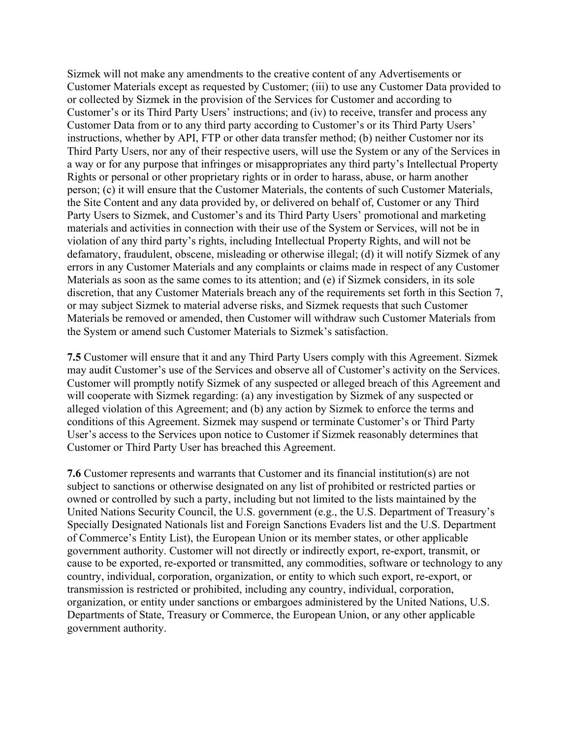Sizmek will not make any amendments to the creative content of any Advertisements or Customer Materials except as requested by Customer; (iii) to use any Customer Data provided to or collected by Sizmek in the provision of the Services for Customer and according to Customer's or its Third Party Users' instructions; and (iv) to receive, transfer and process any Customer Data from or to any third party according to Customer's or its Third Party Users' instructions, whether by API, FTP or other data transfer method; (b) neither Customer nor its Third Party Users, nor any of their respective users, will use the System or any of the Services in a way or for any purpose that infringes or misappropriates any third party's Intellectual Property Rights or personal or other proprietary rights or in order to harass, abuse, or harm another person; (c) it will ensure that the Customer Materials, the contents of such Customer Materials, the Site Content and any data provided by, or delivered on behalf of, Customer or any Third Party Users to Sizmek, and Customer's and its Third Party Users' promotional and marketing materials and activities in connection with their use of the System or Services, will not be in violation of any third party's rights, including Intellectual Property Rights, and will not be defamatory, fraudulent, obscene, misleading or otherwise illegal; (d) it will notify Sizmek of any errors in any Customer Materials and any complaints or claims made in respect of any Customer Materials as soon as the same comes to its attention; and (e) if Sizmek considers, in its sole discretion, that any Customer Materials breach any of the requirements set forth in this Section 7, or may subject Sizmek to material adverse risks, and Sizmek requests that such Customer Materials be removed or amended, then Customer will withdraw such Customer Materials from the System or amend such Customer Materials to Sizmek's satisfaction.

**7.5** Customer will ensure that it and any Third Party Users comply with this Agreement. Sizmek may audit Customer's use of the Services and observe all of Customer's activity on the Services. Customer will promptly notify Sizmek of any suspected or alleged breach of this Agreement and will cooperate with Sizmek regarding: (a) any investigation by Sizmek of any suspected or alleged violation of this Agreement; and (b) any action by Sizmek to enforce the terms and conditions of this Agreement. Sizmek may suspend or terminate Customer's or Third Party User's access to the Services upon notice to Customer if Sizmek reasonably determines that Customer or Third Party User has breached this Agreement.

**7.6** Customer represents and warrants that Customer and its financial institution(s) are not subject to sanctions or otherwise designated on any list of prohibited or restricted parties or owned or controlled by such a party, including but not limited to the lists maintained by the United Nations Security Council, the U.S. government (e.g., the U.S. Department of Treasury's Specially Designated Nationals list and Foreign Sanctions Evaders list and the U.S. Department of Commerce's Entity List), the European Union or its member states, or other applicable government authority. Customer will not directly or indirectly export, re-export, transmit, or cause to be exported, re-exported or transmitted, any commodities, software or technology to any country, individual, corporation, organization, or entity to which such export, re-export, or transmission is restricted or prohibited, including any country, individual, corporation, organization, or entity under sanctions or embargoes administered by the United Nations, U.S. Departments of State, Treasury or Commerce, the European Union, or any other applicable government authority.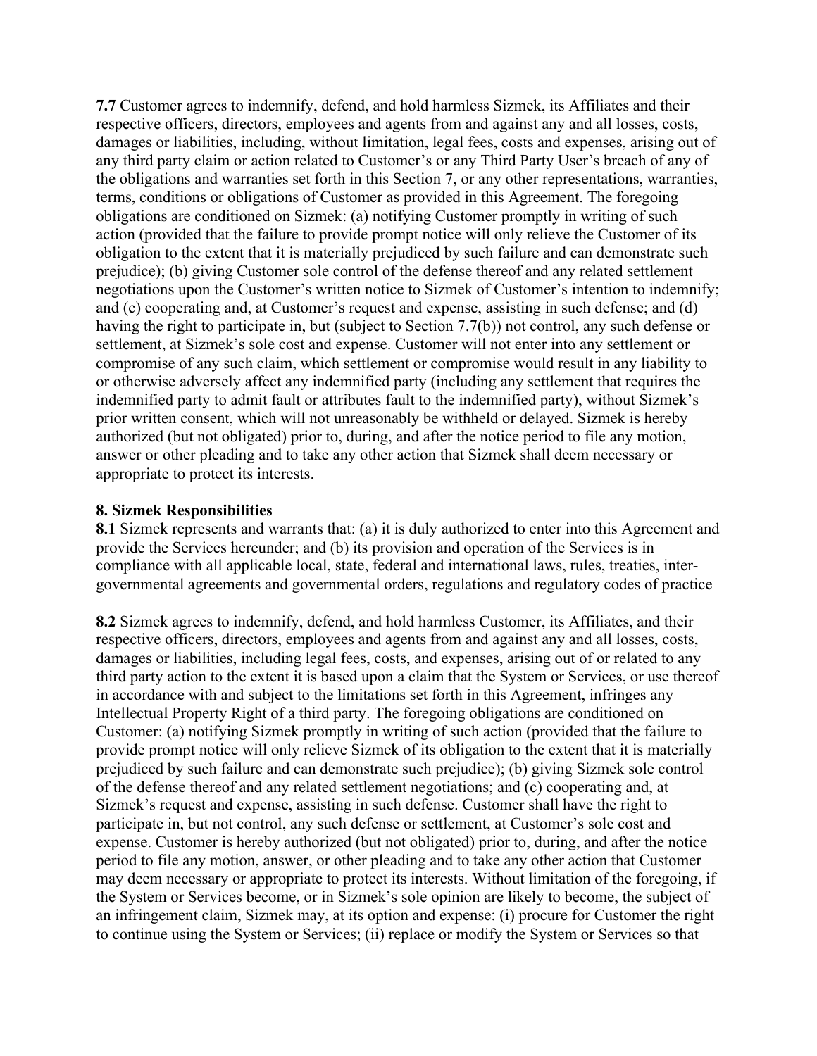**7.7** Customer agrees to indemnify, defend, and hold harmless Sizmek, its Affiliates and their respective officers, directors, employees and agents from and against any and all losses, costs, damages or liabilities, including, without limitation, legal fees, costs and expenses, arising out of any third party claim or action related to Customer's or any Third Party User's breach of any of the obligations and warranties set forth in this Section 7, or any other representations, warranties, terms, conditions or obligations of Customer as provided in this Agreement. The foregoing obligations are conditioned on Sizmek: (a) notifying Customer promptly in writing of such action (provided that the failure to provide prompt notice will only relieve the Customer of its obligation to the extent that it is materially prejudiced by such failure and can demonstrate such prejudice); (b) giving Customer sole control of the defense thereof and any related settlement negotiations upon the Customer's written notice to Sizmek of Customer's intention to indemnify; and (c) cooperating and, at Customer's request and expense, assisting in such defense; and (d) having the right to participate in, but (subject to Section 7.7(b)) not control, any such defense or settlement, at Sizmek's sole cost and expense. Customer will not enter into any settlement or compromise of any such claim, which settlement or compromise would result in any liability to or otherwise adversely affect any indemnified party (including any settlement that requires the indemnified party to admit fault or attributes fault to the indemnified party), without Sizmek's prior written consent, which will not unreasonably be withheld or delayed. Sizmek is hereby authorized (but not obligated) prior to, during, and after the notice period to file any motion, answer or other pleading and to take any other action that Sizmek shall deem necessary or appropriate to protect its interests.

**8. Sizmek Responsibilities**

**8.1** Sizmek represents and warrants that: (a) it is duly authorized to enter into this Agreement and provide the Services hereunder; and (b) its provision and operation of the Services is in compliance with all applicable local, state, federal and international laws, rules, treaties, inter-governmental agreements and governmental orders, regulations and regulatory codes of practice

**8.2** Sizmek agrees to indemnify, defend, and hold harmless Customer, its Affiliates, and their respective officers, directors, employees and agents from and against any and all losses, costs, damages or liabilities, including legal fees, costs, and expenses, arising out of or related to any third party action to the extent it is based upon a claim that the System or Services, or use thereof in accordance with and subject to the limitations set forth in this Agreement, infringes any Intellectual Property Right of a third party. The foregoing obligations are conditioned on Customer: (a) notifying Sizmek promptly in writing of such action (provided that the failure to provide prompt notice will only relieve Sizmek of its obligation to the extent that it is materially prejudiced by such failure and can demonstrate such prejudice); (b) giving Sizmek sole control of the defense thereof and any related settlement negotiations; and (c) cooperating and, at Sizmek's request and expense, assisting in such defense. Customer shall have the right to participate in, but not control, any such defense or settlement, at Customer's sole cost and expense. Customer is hereby authorized (but not obligated) prior to, during, and after the notice period to file any motion, answer, or other pleading and to take any other action that Customer may deem necessary or appropriate to protect its interests. Without limitation of the foregoing, if the System or Services become, or in Sizmek's sole opinion are likely to become, the subject of an infringement claim, Sizmek may, at its option and expense: (i) procure for Customer the right to continue using the System or Services; (ii) replace or modify the System or Services so that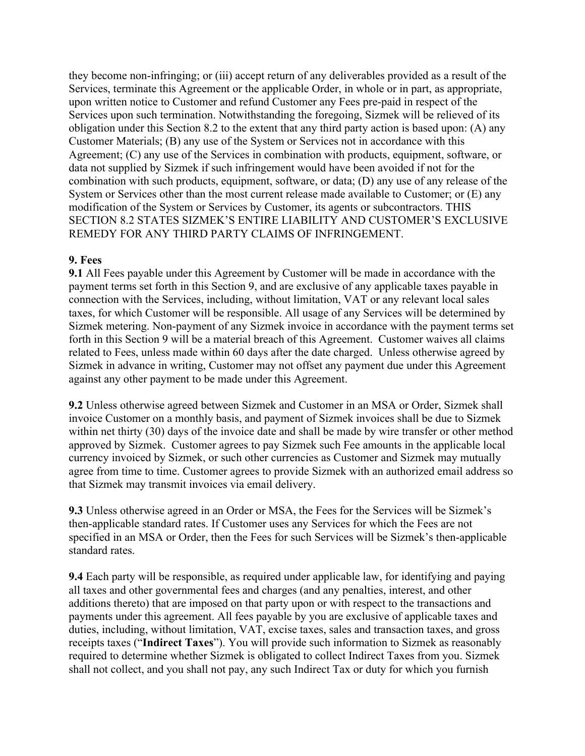they become non-infringing; or (iii) accept return of any deliverables provided as a result of the Services, terminate this Agreement or the applicable Order, in whole or in part, as appropriate, upon written notice to Customer and refund Customer any Fees pre-paid in respect of the Services upon such termination. Notwithstanding the foregoing, Sizmek will be relieved of its obligation under this Section 8.2 to the extent that any third party action is based upon: (A) any Customer Materials; (B) any use of the System or Services not in accordance with this Agreement; (C) any use of the Services in combination with products, equipment, software, or data not supplied by Sizmek if such infringement would have been avoided if not for the combination with such products, equipment, software, or data; (D) any use of any release of the System or Services other than the most current release made available to Customer; or (E) any modification of the System or Services by Customer, its agents or subcontractors. THIS SECTION 8.2 STATES SIZMEK'S ENTIRE LIABILITY AND CUSTOMER'S EXCLUSIVE REMEDY FOR ANY THIRD PARTY CLAIMS OF INFRINGEMENT.

**9. Fees**

**9.1** All Fees payable under this Agreement by Customer will be made in accordance with the payment terms set forth in this Section 9, and are exclusive of any applicable taxes payable in connection with the Services, including, without limitation, VAT or any relevant local sales taxes, for which Customer will be responsible. All usage of any Services will be determined by Sizmek metering. Non-payment of any Sizmek invoice in accordance with the payment terms set forth in this Section 9 will be a material breach of this Agreement. Customer waives all claims related to Fees, unless made within 60 days after the date charged. Unless otherwise agreed by Sizmek in advance in writing, Customer may not offset any payment due under this Agreement against any other payment to be made under this Agreement.

**9.2** Unless otherwise agreed between Sizmek and Customer in an MSA or Order, Sizmek shall invoice Customer on a monthly basis, and payment of Sizmek invoices shall be due to Sizmek within net thirty (30) days of the invoice date and shall be made by wire transfer or other method approved by Sizmek. Customer agrees to pay Sizmek such Fee amounts in the applicable local currency invoiced by Sizmek, or such other currencies as Customer and Sizmek may mutually agree from time to time. Customer agrees to provide Sizmek with an authorized email address so that Sizmek may transmit invoices via email delivery.

**9.3** Unless otherwise agreed in an Order or MSA, the Fees for the Services will be Sizmek's then-applicable standard rates. If Customer uses any Services for which the Fees are not specified in an MSA or Order, then the Fees for such Services will be Sizmek's then-applicable standard rates.

**9.4** Each party will be responsible, as required under applicable law, for identifying and paying all taxes and other governmental fees and charges (and any penalties, interest, and other additions thereto) that are imposed on that party upon or with respect to the transactions and payments under this agreement. All fees payable by you are exclusive of applicable taxes and duties, including, without limitation, VAT, excise taxes, sales and transaction taxes, and gross receipts taxes ("**Indirect Taxes**"). You will provide such information to Sizmek as reasonably required to determine whether Sizmek is obligated to collect Indirect Taxes from you. Sizmek shall not collect, and you shall not pay, any such Indirect Tax or duty for which you furnish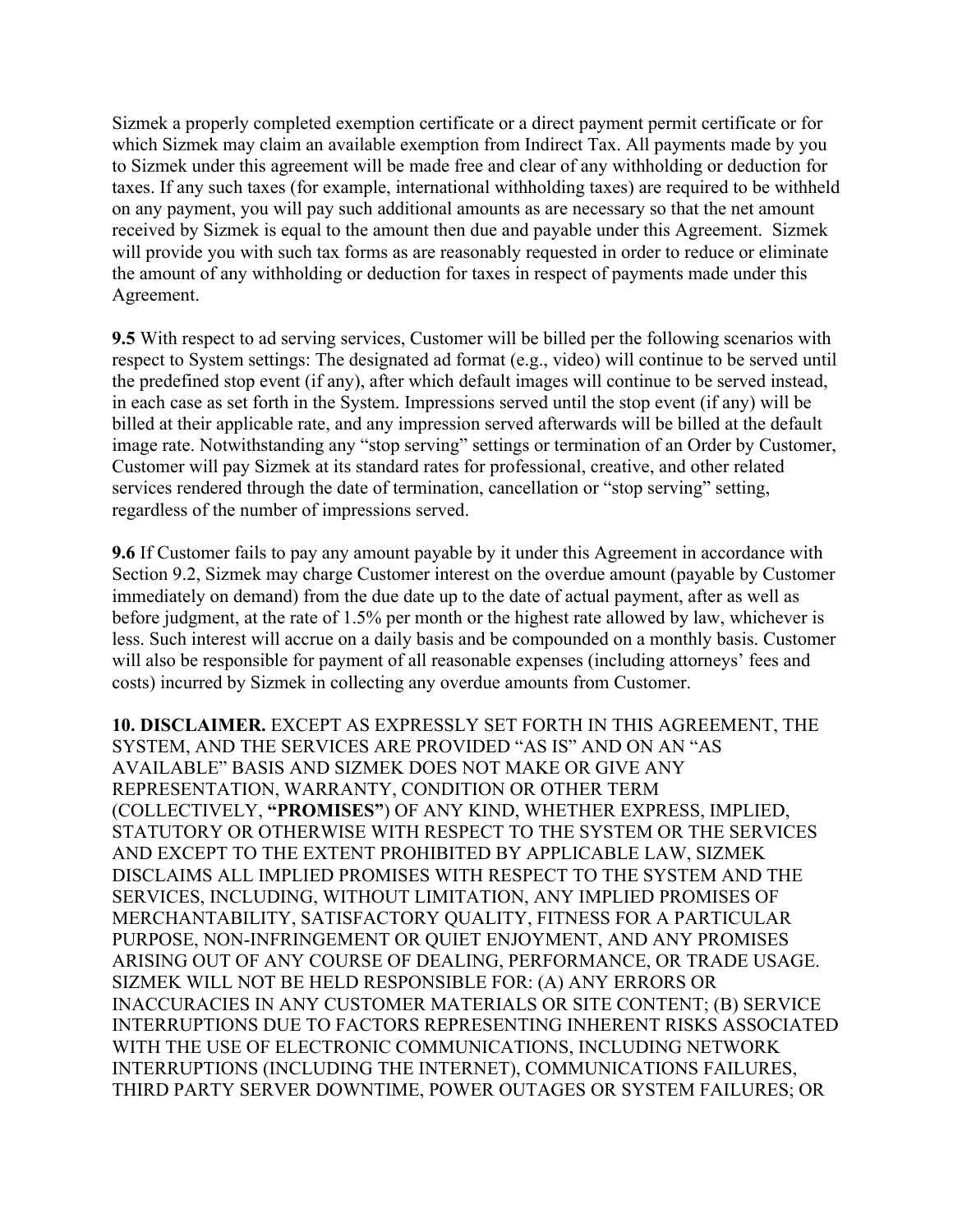Sizmek a properly completed exemption certificate or a direct payment permit certificate or for which Sizmek may claim an available exemption from Indirect Tax. All payments made by you to Sizmek under this agreement will be made free and clear of any withholding or deduction for taxes. If any such taxes (for example, international withholding taxes) are required to be withheld on any payment, you will pay such additional amounts as are necessary so that the net amount received by Sizmek is equal to the amount then due and payable under this Agreement. Sizmek will provide you with such tax forms as are reasonably requested in order to reduce or eliminate the amount of any withholding or deduction for taxes in respect of payments made under this Agreement.

**9.5** With respect to ad serving services, Customer will be billed per the following scenarios with respect to System settings: The designated ad format (e.g., video) will continue to be served until the predefined stop event (if any), after which default images will continue to be served instead, in each case as set forth in the System. Impressions served until the stop event (if any) will be billed at their applicable rate, and any impression served afterwards will be billed at the default image rate. Notwithstanding any "stop serving" settings or termination of an Order by Customer, Customer will pay Sizmek at its standard rates for professional, creative, and other related services rendered through the date of termination, cancellation or "stop serving" setting, regardless of the number of impressions served.

**9.6** If Customer fails to pay any amount payable by it under this Agreement in accordance with Section 9.2, Sizmek may charge Customer interest on the overdue amount (payable by Customer immediately on demand) from the due date up to the date of actual payment, after as well as before judgment, at the rate of 1.5% per month or the highest rate allowed by law, whichever is less. Such interest will accrue on a daily basis and be compounded on a monthly basis. Customer will also be responsible for payment of all reasonable expenses (including attorneys' fees and costs) incurred by Sizmek in collecting any overdue amounts from Customer.

**10. DISCLAIMER.** EXCEPT AS EXPRESSLY SET FORTH IN THIS AGREEMENT, THE SYSTEM, AND THE SERVICES ARE PROVIDED "AS IS" AND ON AN "AS AVAILABLE" BASIS AND SIZMEK DOES NOT MAKE OR GIVE ANY REPRESENTATION, WARRANTY, CONDITION OR OTHER TERM (COLLECTIVELY, **"PROMISES"**) OF ANY KIND, WHETHER EXPRESS, IMPLIED, STATUTORY OR OTHERWISE WITH RESPECT TO THE SYSTEM OR THE SERVICES AND EXCEPT TO THE EXTENT PROHIBITED BY APPLICABLE LAW, SIZMEK DISCLAIMS ALL IMPLIED PROMISES WITH RESPECT TO THE SYSTEM AND THE SERVICES, INCLUDING, WITHOUT LIMITATION, ANY IMPLIED PROMISES OF MERCHANTABILITY, SATISFACTORY QUALITY, FITNESS FOR A PARTICULAR PURPOSE, NON-INFRINGEMENT OR QUIET ENJOYMENT, AND ANY PROMISES ARISING OUT OF ANY COURSE OF DEALING, PERFORMANCE, OR TRADE USAGE. SIZMEK WILL NOT BE HELD RESPONSIBLE FOR: (A) ANY ERRORS OR INACCURACIES IN ANY CUSTOMER MATERIALS OR SITE CONTENT; (B) SERVICE INTERRUPTIONS DUE TO FACTORS REPRESENTING INHERENT RISKS ASSOCIATED WITH THE USE OF ELECTRONIC COMMUNICATIONS, INCLUDING NETWORK INTERRUPTIONS (INCLUDING THE INTERNET), COMMUNICATIONS FAILURES, THIRD PARTY SERVER DOWNTIME, POWER OUTAGES OR SYSTEM FAILURES; OR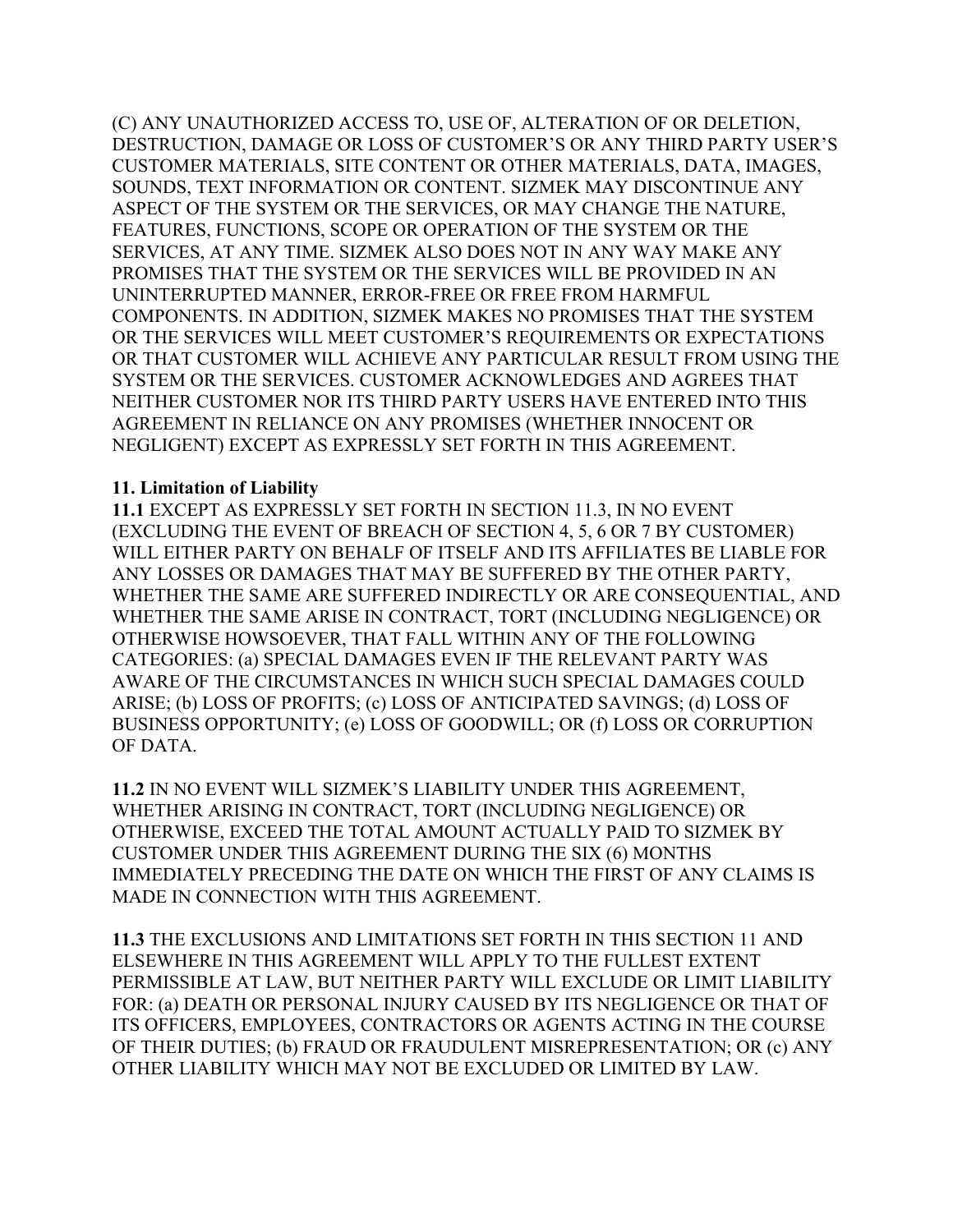(C) ANY UNAUTHORIZED ACCESS TO, USE OF, ALTERATION OF OR DELETION, DESTRUCTION, DAMAGE OR LOSS OF CUSTOMER'S OR ANY THIRD PARTY USER'S CUSTOMER MATERIALS, SITE CONTENT OR OTHER MATERIALS, DATA, IMAGES, SOUNDS, TEXT INFORMATION OR CONTENT. SIZMEK MAY DISCONTINUE ANY ASPECT OF THE SYSTEM OR THE SERVICES, OR MAY CHANGE THE NATURE, FEATURES, FUNCTIONS, SCOPE OR OPERATION OF THE SYSTEM OR THE SERVICES, AT ANY TIME. SIZMEK ALSO DOES NOT IN ANY WAY MAKE ANY PROMISES THAT THE SYSTEM OR THE SERVICES WILL BE PROVIDED IN AN UNINTERRUPTED MANNER, ERROR-FREE OR FREE FROM HARMFUL COMPONENTS. IN ADDITION, SIZMEK MAKES NO PROMISES THAT THE SYSTEM OR THE SERVICES WILL MEET CUSTOMER'S REQUIREMENTS OR EXPECTATIONS OR THAT CUSTOMER WILL ACHIEVE ANY PARTICULAR RESULT FROM USING THE SYSTEM OR THE SERVICES. CUSTOMER ACKNOWLEDGES AND AGREES THAT NEITHER CUSTOMER NOR ITS THIRD PARTY USERS HAVE ENTERED INTO THIS AGREEMENT IN RELIANCE ON ANY PROMISES (WHETHER INNOCENT OR NEGLIGENT) EXCEPT AS EXPRESSLY SET FORTH IN THIS AGREEMENT.

**11. Limitation of Liability**

**11.1** EXCEPT AS EXPRESSLY SET FORTH IN SECTION 11.3, IN NO EVENT (EXCLUDING THE EVENT OF BREACH OF SECTION 4, 5, 6 OR 7 BY CUSTOMER) WILL EITHER PARTY ON BEHALF OF ITSELF AND ITS AFFILIATES BE LIABLE FOR ANY LOSSES OR DAMAGES THAT MAY BE SUFFERED BY THE OTHER PARTY, WHETHER THE SAME ARE SUFFERED INDIRECTLY OR ARE CONSEQUENTIAL, AND WHETHER THE SAME ARISE IN CONTRACT, TORT (INCLUDING NEGLIGENCE) OR OTHERWISE HOWSOEVER, THAT FALL WITHIN ANY OF THE FOLLOWING CATEGORIES: (a) SPECIAL DAMAGES EVEN IF THE RELEVANT PARTY WAS AWARE OF THE CIRCUMSTANCES IN WHICH SUCH SPECIAL DAMAGES COULD ARISE; (b) LOSS OF PROFITS; (c) LOSS OF ANTICIPATED SAVINGS; (d) LOSS OF BUSINESS OPPORTUNITY; (e) LOSS OF GOODWILL; OR (f) LOSS OR CORRUPTION OF DATA.

**11.2** IN NO EVENT WILL SIZMEK'S LIABILITY UNDER THIS AGREEMENT, WHETHER ARISING IN CONTRACT, TORT (INCLUDING NEGLIGENCE) OR OTHERWISE, EXCEED THE TOTAL AMOUNT ACTUALLY PAID TO SIZMEK BY CUSTOMER UNDER THIS AGREEMENT DURING THE SIX (6) MONTHS IMMEDIATELY PRECEDING THE DATE ON WHICH THE FIRST OF ANY CLAIMS IS MADE IN CONNECTION WITH THIS AGREEMENT.

**11.3** THE EXCLUSIONS AND LIMITATIONS SET FORTH IN THIS SECTION 11 AND ELSEWHERE IN THIS AGREEMENT WILL APPLY TO THE FULLEST EXTENT PERMISSIBLE AT LAW, BUT NEITHER PARTY WILL EXCLUDE OR LIMIT LIABILITY FOR: (a) DEATH OR PERSONAL INJURY CAUSED BY ITS NEGLIGENCE OR THAT OF ITS OFFICERS, EMPLOYEES, CONTRACTORS OR AGENTS ACTING IN THE COURSE OF THEIR DUTIES; (b) FRAUD OR FRAUDULENT MISREPRESENTATION; OR (c) ANY OTHER LIABILITY WHICH MAY NOT BE EXCLUDED OR LIMITED BY LAW.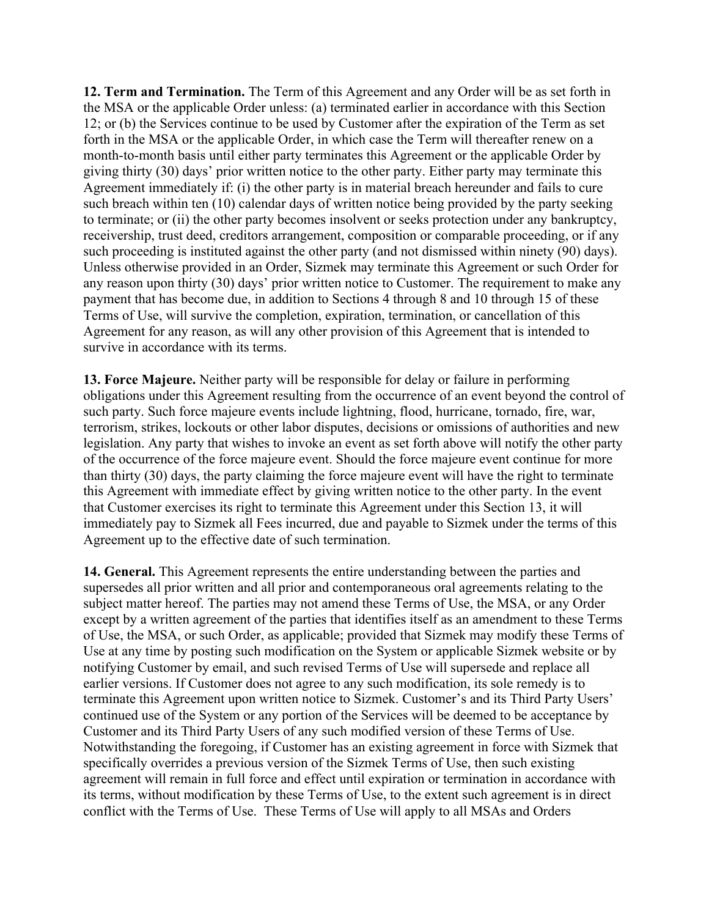**12. Term and Termination.** The Term of this Agreement and any Order will be as set forth in the MSA or the applicable Order unless: (a) terminated earlier in accordance with this Section 12; or (b) the Services continue to be used by Customer after the expiration of the Term as set forth in the MSA or the applicable Order, in which case the Term will thereafter renew on a month-to-month basis until either party terminates this Agreement or the applicable Order by giving thirty (30) days' prior written notice to the other party. Either party may terminate this Agreement immediately if: (i) the other party is in material breach hereunder and fails to cure such breach within ten (10) calendar days of written notice being provided by the party seeking to terminate; or (ii) the other party becomes insolvent or seeks protection under any bankruptcy, receivership, trust deed, creditors arrangement, composition or comparable proceeding, or if any such proceeding is instituted against the other party (and not dismissed within ninety (90) days). Unless otherwise provided in an Order, Sizmek may terminate this Agreement or such Order for any reason upon thirty (30) days' prior written notice to Customer. The requirement to make any payment that has become due, in addition to Sections 4 through 8 and 10 through 15 of these Terms of Use, will survive the completion, expiration, termination, or cancellation of this Agreement for any reason, as will any other provision of this Agreement that is intended to survive in accordance with its terms.

**13. Force Majeure.** Neither party will be responsible for delay or failure in performing obligations under this Agreement resulting from the occurrence of an event beyond the control of such party. Such force majeure events include lightning, flood, hurricane, tornado, fire, war, terrorism, strikes, lockouts or other labor disputes, decisions or omissions of authorities and new legislation. Any party that wishes to invoke an event as set forth above will notify the other party of the occurrence of the force majeure event. Should the force majeure event continue for more than thirty (30) days, the party claiming the force majeure event will have the right to terminate this Agreement with immediate effect by giving written notice to the other party. In the event that Customer exercises its right to terminate this Agreement under this Section 13, it will immediately pay to Sizmek all Fees incurred, due and payable to Sizmek under the terms of this Agreement up to the effective date of such termination.

**14. General.** This Agreement represents the entire understanding between the parties and supersedes all prior written and all prior and contemporaneous oral agreements relating to the subject matter hereof. The parties may not amend these Terms of Use, the MSA, or any Order except by a written agreement of the parties that identifies itself as an amendment to these Terms of Use, the MSA, or such Order, as applicable; provided that Sizmek may modify these Terms of Use at any time by posting such modification on the System or applicable Sizmek website or by notifying Customer by email, and such revised Terms of Use will supersede and replace all earlier versions. If Customer does not agree to any such modification, its sole remedy is to terminate this Agreement upon written notice to Sizmek. Customer's and its Third Party Users' continued use of the System or any portion of the Services will be deemed to be acceptance by Customer and its Third Party Users of any such modified version of these Terms of Use. Notwithstanding the foregoing, if Customer has an existing agreement in force with Sizmek that specifically overrides a previous version of the Sizmek Terms of Use, then such existing agreement will remain in full force and effect until expiration or termination in accordance with its terms, without modification by these Terms of Use, to the extent such agreement is in direct conflict with the Terms of Use. These Terms of Use will apply to all MSAs and Orders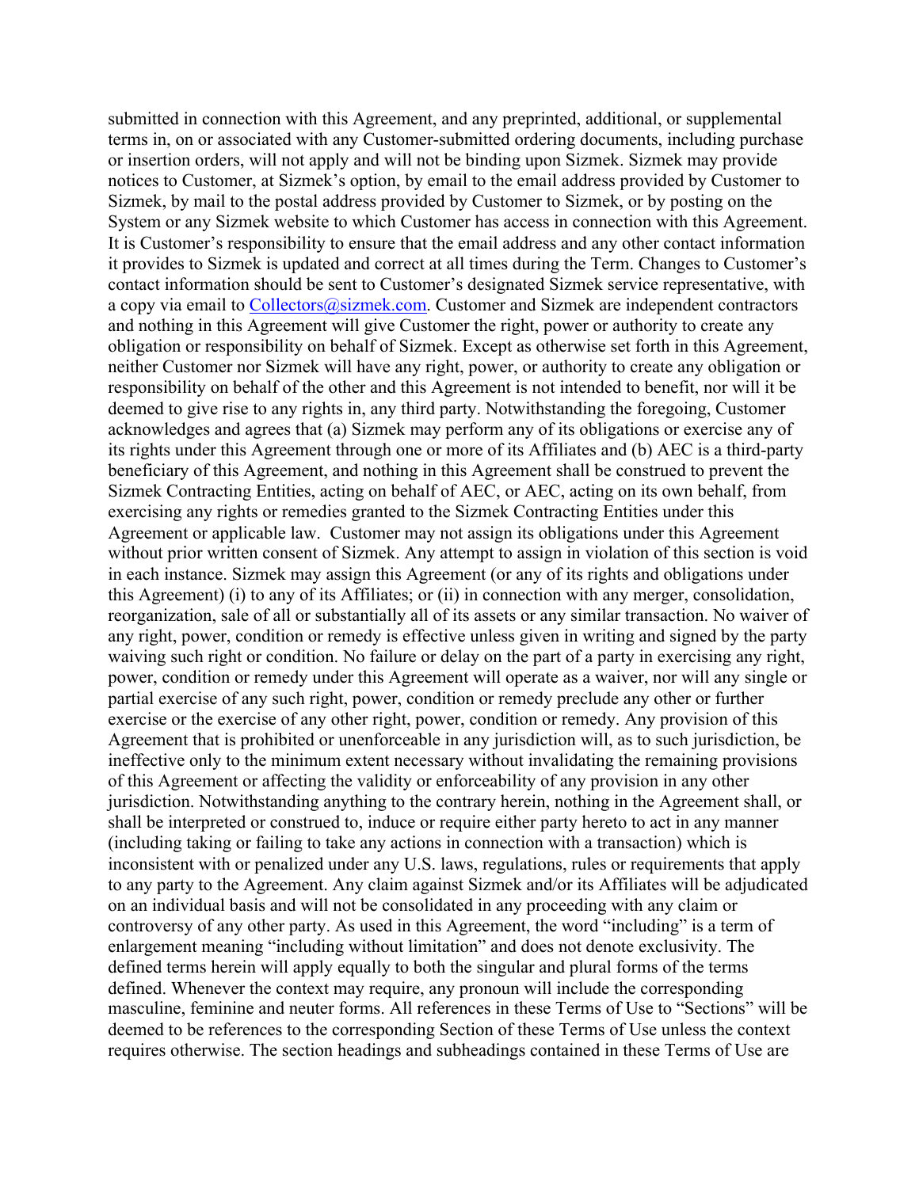submitted in connection with this Agreement, and any preprinted, additional, or supplemental terms in, on or associated with any Customer-submitted ordering documents, including purchase or insertion orders, will not apply and will not be binding upon Sizmek. Sizmek may provide notices to Customer, at Sizmek's option, by email to the email address provided by Customer to Sizmek, by mail to the postal address provided by Customer to Sizmek, or by posting on the System or any Sizmek website to which Customer has access in connection with this Agreement. It is Customer's responsibility to ensure that the email address and any other contact information it provides to Sizmek is updated and correct at all times during the Term. Changes to Customer's contact information should be sent to Customer's designated Sizmek service representative, with a copy via email to Collectors@sizmek.com. Customer and Sizmek are independent contractors and nothing in this Agreement will give Customer the right, power or authority to create any obligation or responsibility on behalf of Sizmek. Except as otherwise set forth in this Agreement, neither Customer nor Sizmek will have any right, power, or authority to create any obligation or responsibility on behalf of the other and this Agreement is not intended to benefit, nor will it be deemed to give rise to any rights in, any third party. Notwithstanding the foregoing, Customer acknowledges and agrees that (a) Sizmek may perform any of its obligations or exercise any of its rights under this Agreement through one or more of its Affiliates and (b) AEC is a third-party beneficiary of this Agreement, and nothing in this Agreement shall be construed to prevent the Sizmek Contracting Entities, acting on behalf of AEC, or AEC, acting on its own behalf, from exercising any rights or remedies granted to the Sizmek Contracting Entities under this Agreement or applicable law. Customer may not assign its obligations under this Agreement without prior written consent of Sizmek. Any attempt to assign in violation of this section is void in each instance. Sizmek may assign this Agreement (or any of its rights and obligations under this Agreement) (i) to any of its Affiliates; or (ii) in connection with any merger, consolidation, reorganization, sale of all or substantially all of its assets or any similar transaction. No waiver of any right, power, condition or remedy is effective unless given in writing and signed by the party waiving such right or condition. No failure or delay on the part of a party in exercising any right, power, condition or remedy under this Agreement will operate as a waiver, nor will any single or partial exercise of any such right, power, condition or remedy preclude any other or further exercise or the exercise of any other right, power, condition or remedy. Any provision of this Agreement that is prohibited or unenforceable in any jurisdiction will, as to such jurisdiction, be ineffective only to the minimum extent necessary without invalidating the remaining provisions of this Agreement or affecting the validity or enforceability of any provision in any other jurisdiction. Notwithstanding anything to the contrary herein, nothing in the Agreement shall, or shall be interpreted or construed to, induce or require either party hereto to act in any manner (including taking or failing to take any actions in connection with a transaction) which is inconsistent with or penalized under any U.S. laws, regulations, rules or requirements that apply to any party to the Agreement. Any claim against Sizmek and/or its Affiliates will be adjudicated on an individual basis and will not be consolidated in any proceeding with any claim or controversy of any other party. As used in this Agreement, the word "including" is a term of enlargement meaning "including without limitation" and does not denote exclusivity. The defined terms herein will apply equally to both the singular and plural forms of the terms defined. Whenever the context may require, any pronoun will include the corresponding masculine, feminine and neuter forms. All references in these Terms of Use to "Sections" will be deemed to be references to the corresponding Section of these Terms of Use unless the context requires otherwise. The section headings and subheadings contained in these Terms of Use are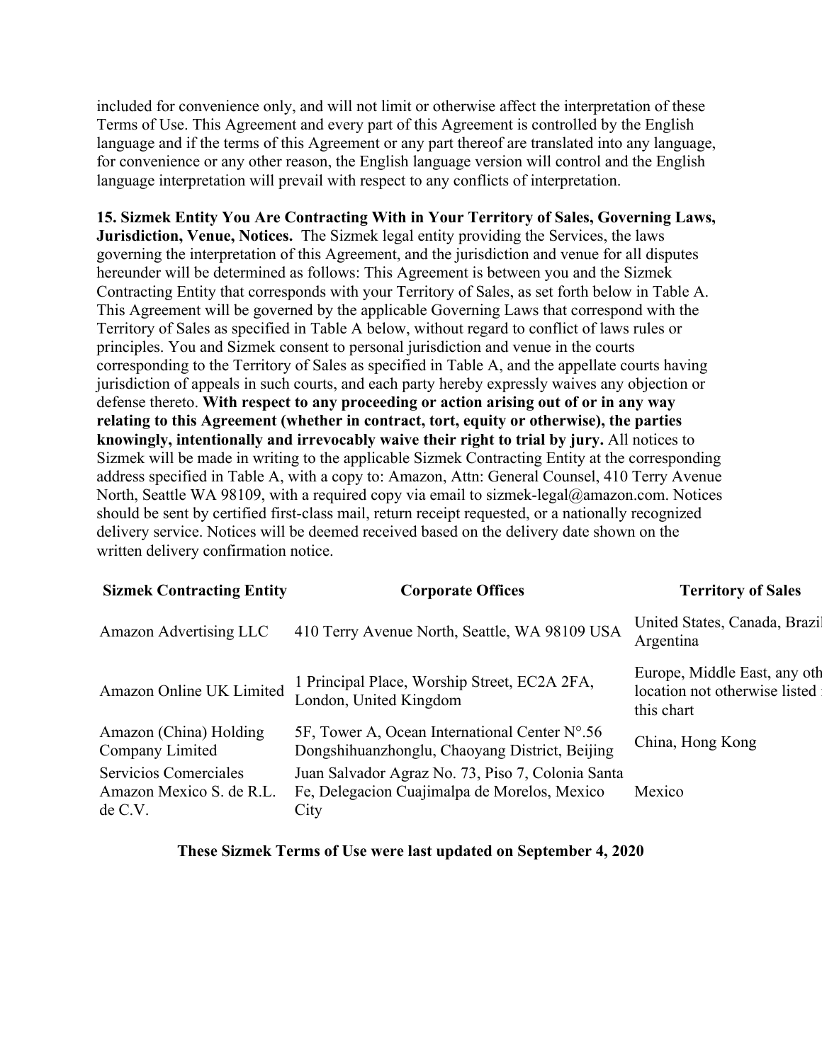included for convenience only, and will not limit or otherwise affect the interpretation of these Terms of Use. This Agreement and every part of this Agreement is controlled by the English language and if the terms of this Agreement or any part thereof are translated into any language, for convenience or any other reason, the English language version will control and the English language interpretation will prevail with respect to any conflicts of interpretation.

**15. Sizmek Entity You Are Contracting With in Your Territory of Sales, Governing Laws, Jurisdiction, Venue, Notices.** The Sizmek legal entity providing the Services, the laws governing the interpretation of this Agreement, and the jurisdiction and venue for all disputes hereunder will be determined as follows: This Agreement is between you and the Sizmek Contracting Entity that corresponds with your Territory of Sales, as set forth below in Table A. This Agreement will be governed by the applicable Governing Laws that correspond with the Territory of Sales as specified in Table A below, without regard to conflict of laws rules or principles. You and Sizmek consent to personal jurisdiction and venue in the courts corresponding to the Territory of Sales as specified in Table A, and the appellate courts having jurisdiction of appeals in such courts, and each party hereby expressly waives any objection or defense thereto. **With respect to any proceeding or action arising out of or in any way relating to this Agreement (whether in contract, tort, equity or otherwise), the parties knowingly, intentionally and irrevocably waive their right to trial by jury.** All notices to Sizmek will be made in writing to the applicable Sizmek Contracting Entity at the corresponding address specified in Table A, with a copy to: Amazon, Attn: General Counsel, 410 Terry Avenue North, Seattle WA 98109, with a required copy via email to sizmek-legal@amazon.com. Notices should be sent by certified first-class mail, return receipt requested, or a nationally recognized delivery service. Notices will be deemed received based on the delivery date shown on the written delivery confirmation notice.

| Sizmek Contracting Entity | Corporate Offices | Territory of Sales |
|---|---|---|
| Amazon Advertising LLC | 410 Terry Avenue North, Seattle, WA 98109 USA | United States, Canada, Brazil Argentina |
| Amazon Online UK Limited | 1 Principal Place, Worship Street, EC2A 2FA, London, United Kingdom | Europe, Middle East, any oth location not otherwise listed this chart |
| Amazon (China) Holding Company Limited | 5F, Tower A, Ocean International Center N°.56 Dongshihuanzhonglu, Chaoyang District, Beijing | China, Hong Kong |
| Servicios Comerciales Amazon Mexico S. de R.L. de C.V. | Juan Salvador Agraz No. 73, Piso 7, Colonia Santa Fe, Delegacion Cuajimalpa de Morelos, Mexico City | Mexico |

**These Sizmek Terms of Use were last updated on September 4, 2020**